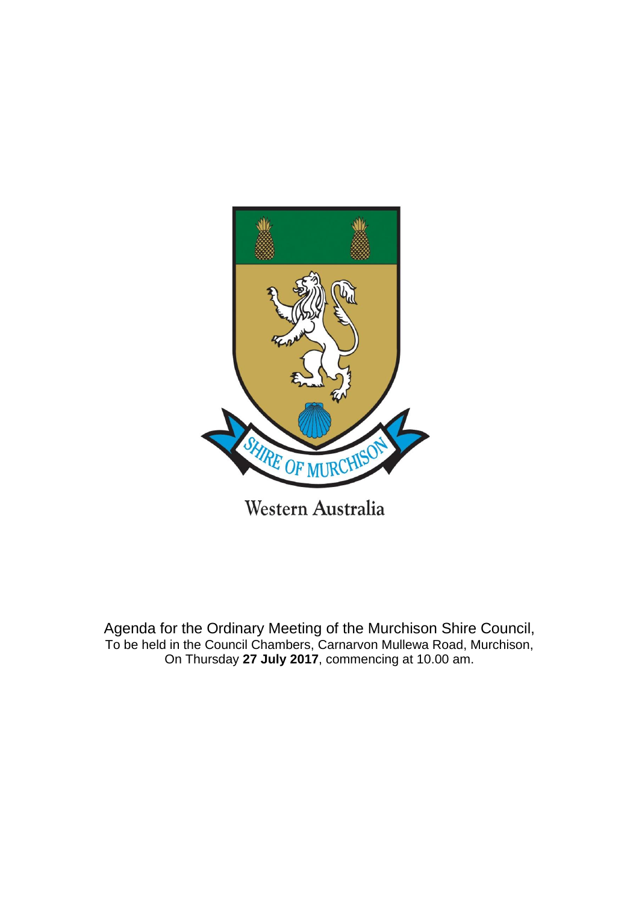SHIRE OF MURCHISON

Western Australia

Agenda for the Ordinary Meeting of the Murchison Shire Council,
To be held in the Council Chambers, Carnarvon Mullewa Road, Murchison,
On Thursday **27 July 2017**, commencing at 10.00 am.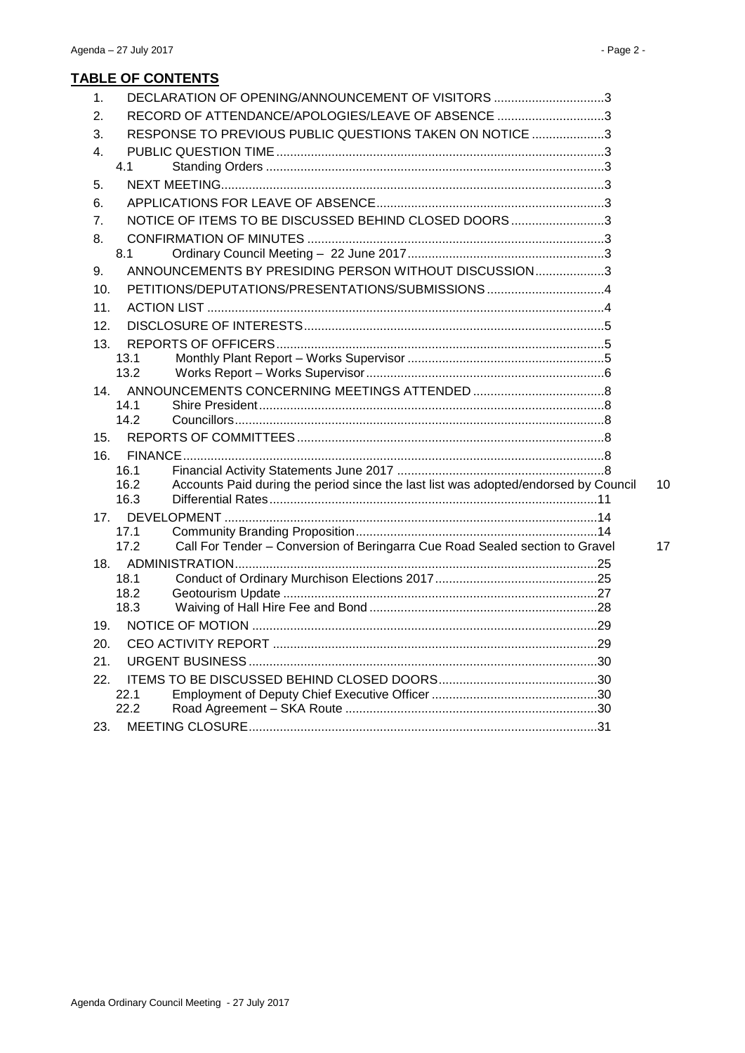## TABLE OF CONTENTS

1. DECLARATION OF OPENING/ANNOUNCEMENT OF VISITORS ................................3
2. RECORD OF ATTENDANCE/APOLOGIES/LEAVE OF ABSENCE ...............................3
3. RESPONSE TO PREVIOUS PUBLIC QUESTIONS TAKEN ON NOTICE .....................3
4. PUBLIC QUESTION TIME ..............................................................................................3
   - 4.1 Standing Orders .................................................................................................3
5. NEXT MEETING..............................................................................................................3
6. APPLICATIONS FOR LEAVE OF ABSENCE.................................................................3
7. NOTICE OF ITEMS TO BE DISCUSSED BEHIND CLOSED DOORS...........................3
8. CONFIRMATION OF MINUTES .....................................................................................3
   - 8.1 Ordinary Council Meeting – 22 June 2017........................................................3
9. ANNOUNCEMENTS BY PRESIDING PERSON WITHOUT DISCUSSION....................3
10. PETITIONS/DEPUTATIONS/PRESENTATIONS/SUBMISSIONS ..................................4
11. ACTION LIST ..................................................................................................................4
12. DISCLOSURE OF INTERESTS......................................................................................5
13. REPORTS OF OFFICERS..............................................................................................5
    - 13.1 Monthly Plant Report – Works Supervisor .........................................................5
    - 13.2 Works Report – Works Supervisor ....................................................................6
14. ANNOUNCEMENTS CONCERNING MEETINGS ATTENDED ......................................8
    - 14.1 Shire President...................................................................................................8
    - 14.2 Councillors..........................................................................................................8
15. REPORTS OF COMMITTEES ........................................................................................8
16. FINANCE.........................................................................................................................8
    - 16.1 Financial Activity Statements June 2017 ...........................................................8
    - 16.2 Accounts Paid during the period since the last list was adopted/endorsed by Council 10
    - 16.3 Differential Rates..............................................................................................11
17. DEVELOPMENT ...........................................................................................................14
    - 17.1 Community Branding Proposition.....................................................................14
    - 17.2 Call For Tender – Conversion of Beringarra Cue Road Sealed section to Gravel 17
18. ADMINISTRATION........................................................................................................25
    - 18.1 Conduct of Ordinary Murchison Elections 2017..............................................25
    - 18.2 Geotourism Update ..........................................................................................27
    - 18.3 Waiving of Hall Hire Fee and Bond .................................................................28
19. NOTICE OF MOTION ...................................................................................................29
20. CEO ACTIVITY REPORT .............................................................................................29
21. URGENT BUSINESS ....................................................................................................30
22. ITEMS TO BE DISCUSSED BEHIND CLOSED DOORS.............................................30
    - 22.1 Employment of Deputy Chief Executive Officer ................................................30
    - 22.2 Road Agreement – SKA Route ........................................................................30
23. MEETING CLOSURE....................................................................................................31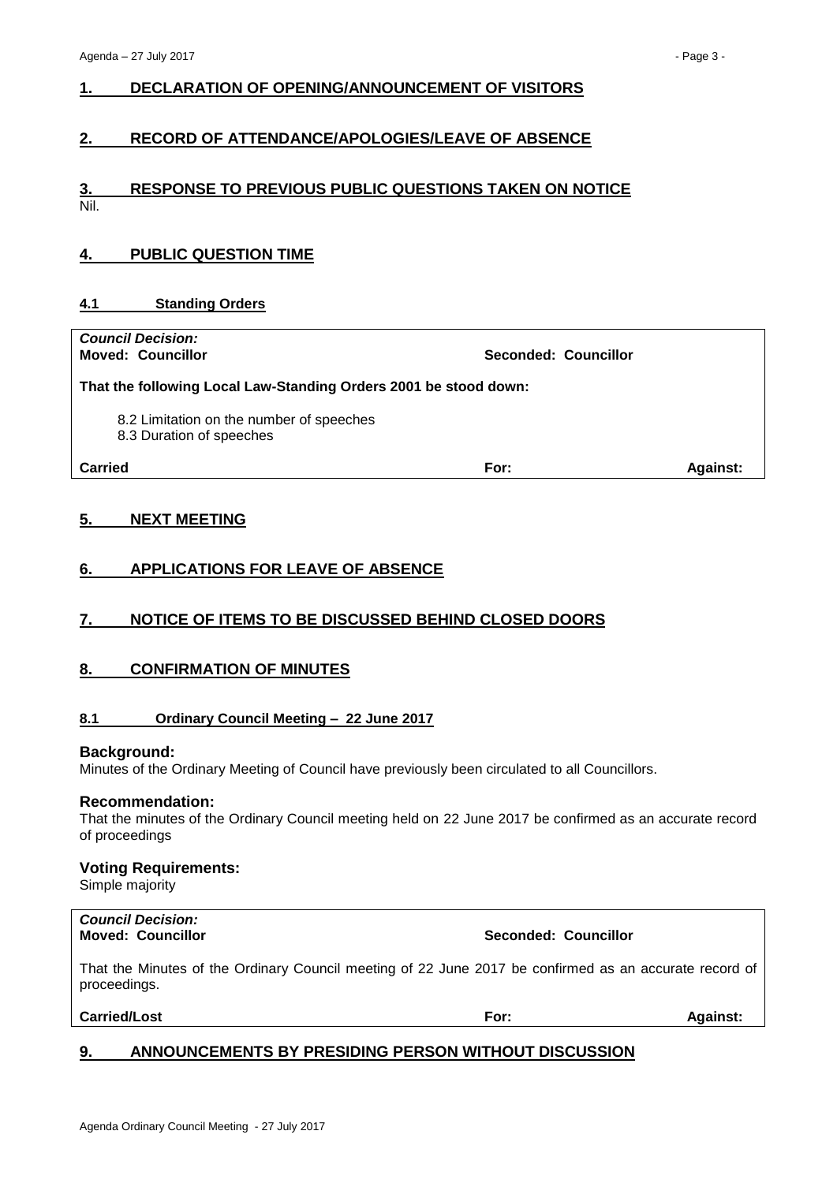## 1. DECLARATION OF OPENING/ANNOUNCEMENT OF VISITORS

## 2. RECORD OF ATTENDANCE/APOLOGIES/LEAVE OF ABSENCE

## 3. RESPONSE TO PREVIOUS PUBLIC QUESTIONS TAKEN ON NOTICE

Nil.

## 4. PUBLIC QUESTION TIME

### 4.1 Standing Orders

***Council Decision:***
**Moved: Councillor** **Seconded: Councillor**

**That the following Local Law-Standing Orders 2001 be stood down:**

8.2 Limitation on the number of speeches
8.3 Duration of speeches

**Carried** **For:** **Against:**

## 5. NEXT MEETING

## 6. APPLICATIONS FOR LEAVE OF ABSENCE

## 7. NOTICE OF ITEMS TO BE DISCUSSED BEHIND CLOSED DOORS

## 8. CONFIRMATION OF MINUTES

### 8.1 Ordinary Council Meeting – 22 June 2017

**Background:**
Minutes of the Ordinary Meeting of Council have previously been circulated to all Councillors.

**Recommendation:**
That the minutes of the Ordinary Council meeting held on 22 June 2017 be confirmed as an accurate record of proceedings

**Voting Requirements:**
Simple majority

***Council Decision:***
**Moved: Councillor** **Seconded: Councillor**

That the Minutes of the Ordinary Council meeting of 22 June 2017 be confirmed as an accurate record of proceedings.

**Carried/Lost** **For:** **Against:**

## 9. ANNOUNCEMENTS BY PRESIDING PERSON WITHOUT DISCUSSION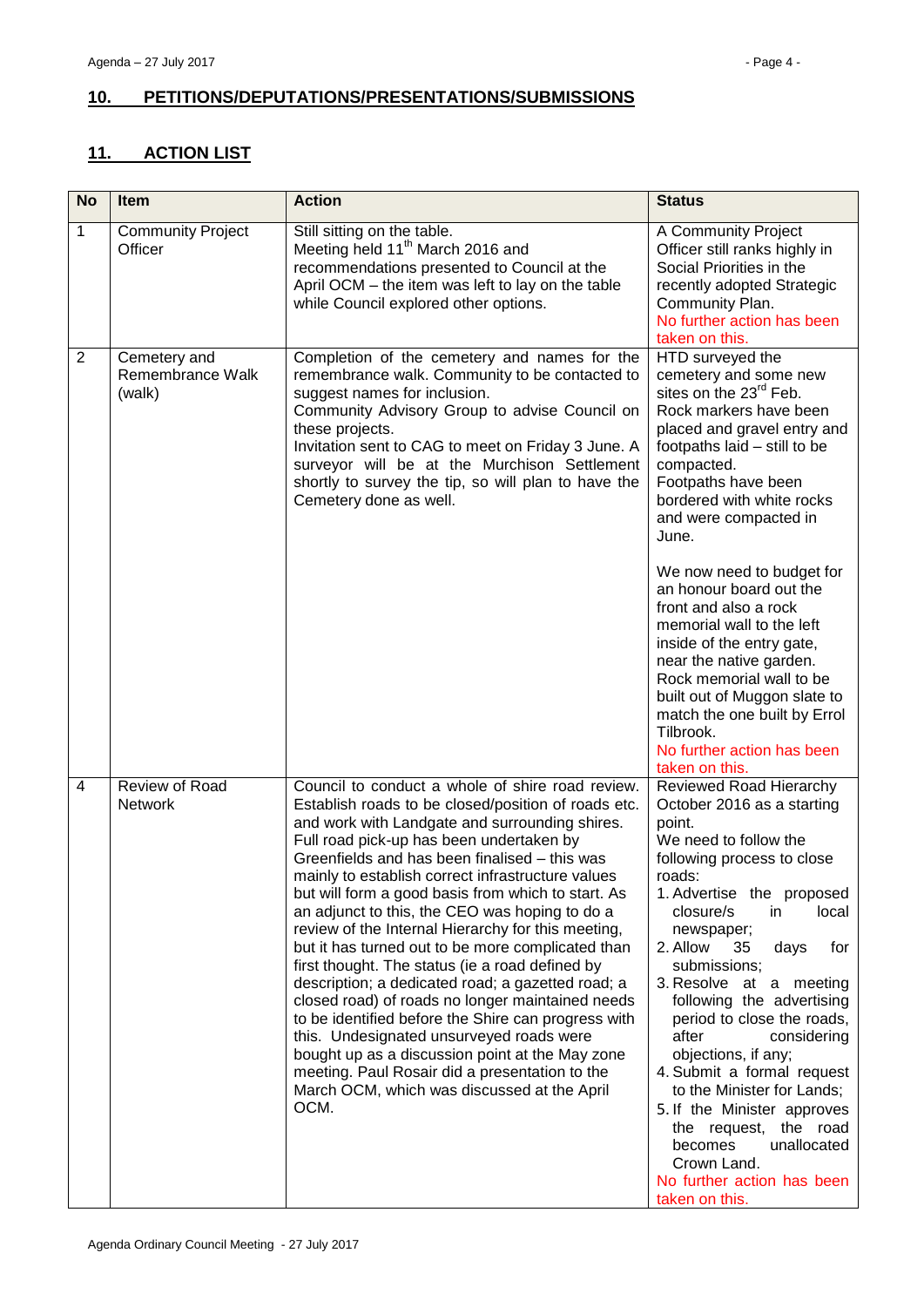## 10. PETITIONS/DEPUTATIONS/PRESENTATIONS/SUBMISSIONS

## 11. ACTION LIST

| No | Item | Action | Status |
|---|---|---|---|
| 1 | Community Project Officer | Still sitting on the table.<br>Meeting held 11th March 2016 and recommendations presented to Council at the April OCM – the item was left to lay on the table while Council explored other options. | A Community Project Officer still ranks highly in Social Priorities in the recently adopted Strategic Community Plan.<br>No further action has been taken on this. |
| 2 | Cemetery and Remembrance Walk (walk) | Completion of the cemetery and names for the remembrance walk. Community to be contacted to suggest names for inclusion.<br>Community Advisory Group to advise Council on these projects.<br>Invitation sent to CAG to meet on Friday 3 June. A surveyor will be at the Murchison Settlement shortly to survey the tip, so will plan to have the Cemetery done as well. | HTD surveyed the cemetery and some new sites on the 23rd Feb.<br>Rock markers have been placed and gravel entry and footpaths laid – still to be compacted.<br>Footpaths have been bordered with white rocks and were compacted in June.<br><br>We now need to budget for an honour board out the front and also a rock memorial wall to the left inside of the entry gate, near the native garden.<br>Rock memorial wall to be built out of Muggon slate to match the one built by Errol Tilbrook.<br>No further action has been taken on this. |
| 4 | Review of Road Network | Council to conduct a whole of shire road review. Establish roads to be closed/position of roads etc. and work with Landgate and surrounding shires.<br>Full road pick-up has been undertaken by Greenfields and has been finalised – this was mainly to establish correct infrastructure values but will form a good basis from which to start. As an adjunct to this, the CEO was hoping to do a review of the Internal Hierarchy for this meeting, but it has turned out to be more complicated than first thought. The status (ie a road defined by description; a dedicated road; a gazetted road; a closed road) of roads no longer maintained needs to be identified before the Shire can progress with this. Undesignated unsurveyed roads were bought up as a discussion point at the May zone meeting. Paul Rosair did a presentation to the March OCM, which was discussed at the April OCM. | Reviewed Road Hierarchy October 2016 as a starting point.<br>We need to follow the following process to close roads:<br>1. Advertise the proposed closure/s in local newspaper;<br>2. Allow 35 days for submissions;<br>3. Resolve at a meeting following the advertising period to close the roads, after considering objections, if any;<br>4. Submit a formal request to the Minister for Lands;<br>5. If the Minister approves the request, the road becomes unallocated Crown Land.<br>No further action has been taken on this. |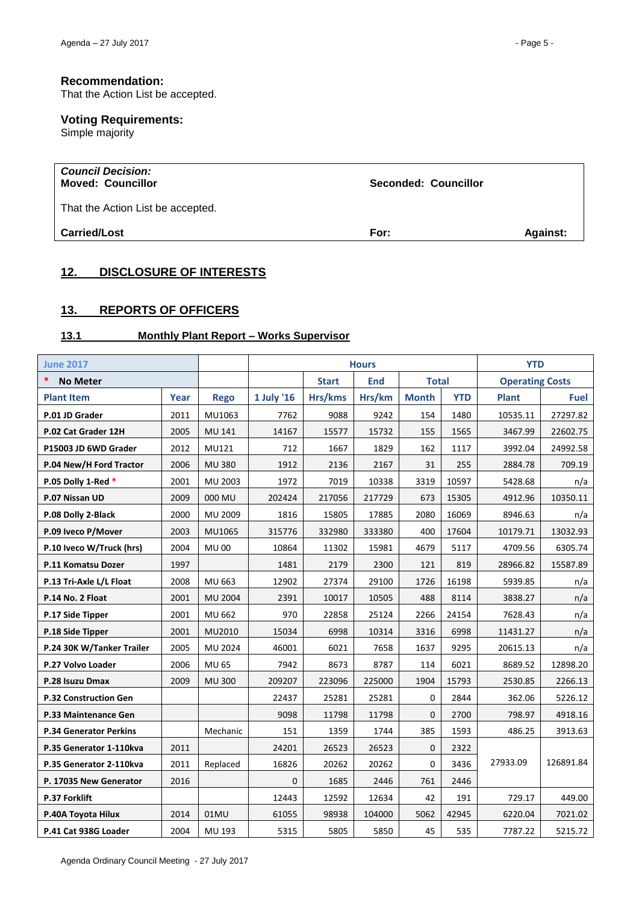### Recommendation:

That the Action List be accepted.

### Voting Requirements:

Simple majority

| *Council Decision:* **Moved: Councillor** | **Seconded: Councillor** | |
|---|---|---|
| That the Action List be accepted. | | |
| **Carried/Lost** | **For:** | **Against:** |

## 12. DISCLOSURE OF INTERESTS

## 13. REPORTS OF OFFICERS

### 13.1 Monthly Plant Report – Works Supervisor

| June 2017 | | | | Hours | | | | YTD | |
|---|---|---|---|---|---|---|---|---|---|
| * No Meter | | | | Start | End | Total | | Operating Costs | |
| Plant Item | Year | Rego | 1 July '16 | Hrs/kms | Hrs/km | Month | YTD | Plant | Fuel |
| P.01 JD Grader | 2011 | MU1063 | 7762 | 9088 | 9242 | 154 | 1480 | 10535.11 | 27297.82 |
| P.02 Cat Grader 12H | 2005 | MU 141 | 14167 | 15577 | 15732 | 155 | 1565 | 3467.99 | 22602.75 |
| P15003 JD 6WD Grader | 2012 | MU121 | 712 | 1667 | 1829 | 162 | 1117 | 3992.04 | 24992.58 |
| P.04 New/H Ford Tractor | 2006 | MU 380 | 1912 | 2136 | 2167 | 31 | 255 | 2884.78 | 709.19 |
| P.05 Dolly 1-Red * | 2001 | MU 2003 | 1972 | 7019 | 10338 | 3319 | 10597 | 5428.68 | n/a |
| P.07 Nissan UD | 2009 | 000 MU | 202424 | 217056 | 217729 | 673 | 15305 | 4912.96 | 10350.11 |
| P.08 Dolly 2-Black | 2000 | MU 2009 | 1816 | 15805 | 17885 | 2080 | 16069 | 8946.63 | n/a |
| P.09 Iveco P/Mover | 2003 | MU1065 | 315776 | 332980 | 333380 | 400 | 17604 | 10179.71 | 13032.93 |
| P.10 Iveco W/Truck (hrs) | 2004 | MU 00 | 10864 | 11302 | 15981 | 4679 | 5117 | 4709.56 | 6305.74 |
| P.11 Komatsu Dozer | 1997 | | 1481 | 2179 | 2300 | 121 | 819 | 28966.82 | 15587.89 |
| P.13 Tri-Axle L/L Float | 2008 | MU 663 | 12902 | 27374 | 29100 | 1726 | 16198 | 5939.85 | n/a |
| P.14 No. 2 Float | 2001 | MU 2004 | 2391 | 10017 | 10505 | 488 | 8114 | 3838.27 | n/a |
| P.17 Side Tipper | 2001 | MU 662 | 970 | 22858 | 25124 | 2266 | 24154 | 7628.43 | n/a |
| P.18 Side Tipper | 2001 | MU2010 | 15034 | 6998 | 10314 | 3316 | 6998 | 11431.27 | n/a |
| P.24 30K W/Tanker Trailer | 2005 | MU 2024 | 46001 | 6021 | 7658 | 1637 | 9295 | 20615.13 | n/a |
| P.27 Volvo Loader | 2006 | MU 65 | 7942 | 8673 | 8787 | 114 | 6021 | 8689.52 | 12898.20 |
| P.28 Isuzu Dmax | 2009 | MU 300 | 209207 | 223096 | 225000 | 1904 | 15793 | 2530.85 | 2266.13 |
| P.32 Construction Gen | | | 22437 | 25281 | 25281 | 0 | 2844 | 362.06 | 5226.12 |
| P.33 Maintenance Gen | | | 9098 | 11798 | 11798 | 0 | 2700 | 798.97 | 4918.16 |
| P.34 Generator Perkins | | Mechanic | 151 | 1359 | 1744 | 385 | 1593 | 486.25 | 3913.63 |
| P.35 Generator 1-110kva | 2011 | | 24201 | 26523 | 26523 | 0 | 2322 | 27933.09 | 126891.84 |
| P.35 Generator 2-110kva | 2011 | Replaced | 16826 | 20262 | 20262 | 0 | 3436 | | |
| P. 17035 New Generator | 2016 | | 0 | 1685 | 2446 | 761 | 2446 | | |
| P.37 Forklift | | | 12443 | 12592 | 12634 | 42 | 191 | 729.17 | 449.00 |
| P.40A Toyota Hilux | 2014 | 01MU | 61055 | 98938 | 104000 | 5062 | 42945 | 6220.04 | 7021.02 |
| P.41 Cat 938G Loader | 2004 | MU 193 | 5315 | 5805 | 5850 | 45 | 535 | 7787.22 | 5215.72 |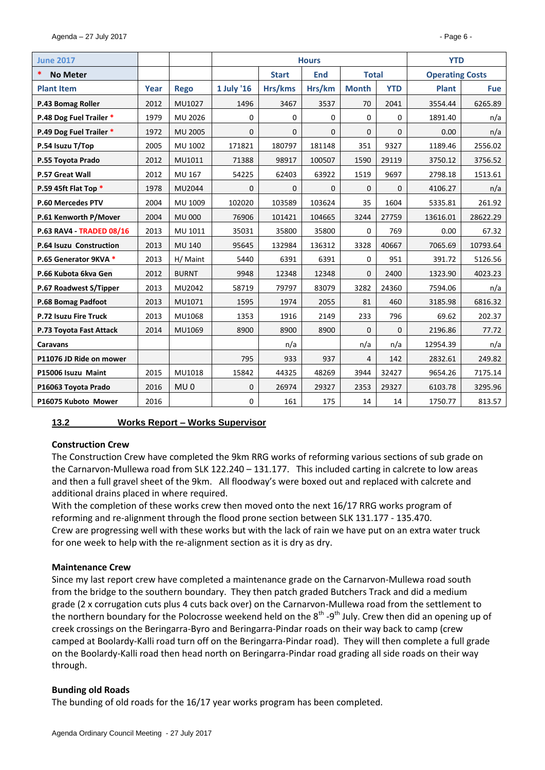| June 2017 | | | Hours | | | | | YTD | |
|---|---|---|---|---|---|---|---|---|---|
| * No Meter | | | | Start | End | Total | | Operating Costs | |
| Plant Item | Year | Rego | 1 July '16 | Hrs/kms | Hrs/km | Month | YTD | Plant | Fue |
| P.43 Bomag Roller | 2012 | MU1027 | 1496 | 3467 | 3537 | 70 | 2041 | 3554.44 | 6265.89 |
| P.48 Dog Fuel Trailer * | 1979 | MU 2026 | 0 | 0 | 0 | 0 | 0 | 1891.40 | n/a |
| P.49 Dog Fuel Trailer * | 1972 | MU 2005 | 0 | 0 | 0 | 0 | 0 | 0.00 | n/a |
| P.54 Isuzu T/Top | 2005 | MU 1002 | 171821 | 180797 | 181148 | 351 | 9327 | 1189.46 | 2556.02 |
| P.55 Toyota Prado | 2012 | MU1011 | 71388 | 98917 | 100507 | 1590 | 29119 | 3750.12 | 3756.52 |
| P.57 Great Wall | 2012 | MU 167 | 54225 | 62403 | 63922 | 1519 | 9697 | 2798.18 | 1513.61 |
| P.59 45ft Flat Top * | 1978 | MU2044 | 0 | 0 | 0 | 0 | 0 | 4106.27 | n/a |
| P.60 Mercedes PTV | 2004 | MU 1009 | 102020 | 103589 | 103624 | 35 | 1604 | 5335.81 | 261.92 |
| P.61 Kenworth P/Mover | 2004 | MU 000 | 76906 | 101421 | 104665 | 3244 | 27759 | 13616.01 | 28622.29 |
| P.63 RAV4 - TRADED 08/16 | 2013 | MU 1011 | 35031 | 35800 | 35800 | 0 | 769 | 0.00 | 67.32 |
| P.64 Isuzu Construction | 2013 | MU 140 | 95645 | 132984 | 136312 | 3328 | 40667 | 7065.69 | 10793.64 |
| P.65 Generator 9KVA * | 2013 | H/ Maint | 5440 | 6391 | 6391 | 0 | 951 | 391.72 | 5126.56 |
| P.66 Kubota 6kva Gen | 2012 | BURNT | 9948 | 12348 | 12348 | 0 | 2400 | 1323.90 | 4023.23 |
| P.67 Roadwest S/Tipper | 2013 | MU2042 | 58719 | 79797 | 83079 | 3282 | 24360 | 7594.06 | n/a |
| P.68 Bomag Padfoot | 2013 | MU1071 | 1595 | 1974 | 2055 | 81 | 460 | 3185.98 | 6816.32 |
| P.72 Isuzu Fire Truck | 2013 | MU1068 | 1353 | 1916 | 2149 | 233 | 796 | 69.62 | 202.37 |
| P.73 Toyota Fast Attack | 2014 | MU1069 | 8900 | 8900 | 8900 | 0 | 0 | 2196.86 | 77.72 |
| Caravans | | | | n/a | | n/a | n/a | 12954.39 | n/a |
| P11076 JD Ride on mower | | | 795 | 933 | 937 | 4 | 142 | 2832.61 | 249.82 |
| P15006 Isuzu Maint | 2015 | MU1018 | 15842 | 44325 | 48269 | 3944 | 32427 | 9654.26 | 7175.14 |
| P16063 Toyota Prado | 2016 | MU 0 | 0 | 26974 | 29327 | 2353 | 29327 | 6103.78 | 3295.96 |
| P16075 Kuboto Mower | 2016 | | 0 | 161 | 175 | 14 | 14 | 1750.77 | 813.57 |

## 13.2 Works Report – Works Supervisor

**Construction Crew**

The Construction Crew have completed the 9km RRG works of reforming various sections of sub grade on the Carnarvon-Mullewa road from SLK 122.240 – 131.177. This included carting in calcrete to low areas and then a full gravel sheet of the 9km. All floodway's were boxed out and replaced with calcrete and additional drains placed in where required.

With the completion of these works crew then moved onto the next 16/17 RRG works program of reforming and re-alignment through the flood prone section between SLK 131.177 - 135.470.

Crew are progressing well with these works but with the lack of rain we have put on an extra water truck for one week to help with the re-alignment section as it is dry as dry.

**Maintenance Crew**

Since my last report crew have completed a maintenance grade on the Carnarvon-Mullewa road south from the bridge to the southern boundary. They then patch graded Butchers Track and did a medium grade (2 x corrugation cuts plus 4 cuts back over) on the Carnarvon-Mullewa road from the settlement to the northern boundary for the Polocrosse weekend held on the 8th -9th July. Crew then did an opening up of creek crossings on the Beringarra-Byro and Beringarra-Pindar roads on their way back to camp (crew camped at Boolardy-Kalli road turn off on the Beringarra-Pindar road). They will then complete a full grade on the Boolardy-Kalli road then head north on Beringarra-Pindar road grading all side roads on their way through.

**Bunding old Roads**

The bunding of old roads for the 16/17 year works program has been completed.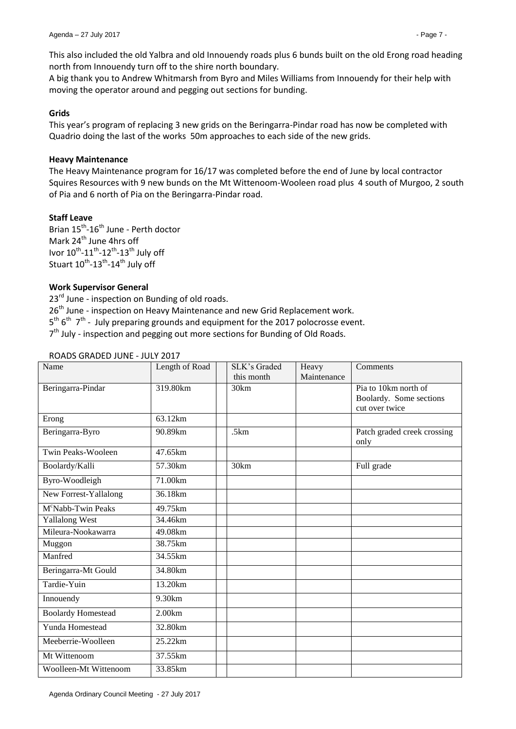This also included the old Yalbra and old Innouendy roads plus 6 bunds built on the old Erong road heading north from Innouendy turn off to the shire north boundary.

A big thank you to Andrew Whitmarsh from Byro and Miles Williams from Innouendy for their help with moving the operator around and pegging out sections for bunding.

**Grids**

This year's program of replacing 3 new grids on the Beringarra-Pindar road has now be completed with Quadrio doing the last of the works 50m approaches to each side of the new grids.

**Heavy Maintenance**

The Heavy Maintenance program for 16/17 was completed before the end of June by local contractor Squires Resources with 9 new bunds on the Mt Wittenoom-Wooleen road plus 4 south of Murgoo, 2 south of Pia and 6 north of Pia on the Beringarra-Pindar road.

**Staff Leave**

Brian 15th-16th June - Perth doctor
Mark 24th June 4hrs off
Ivor 10th-11th-12th-13th July off
Stuart 10th-13th-14th July off

**Work Supervisor General**

23rd June - inspection on Bunding of old roads.
26th June - inspection on Heavy Maintenance and new Grid Replacement work.
5th 6th 7th - July preparing grounds and equipment for the 2017 polocrosse event.
7th July - inspection and pegging out more sections for Bunding of Old Roads.

ROADS GRADED JUNE - JULY 2017

| Name | Length of Road | | SLK's Graded this month | Heavy Maintenance | Comments |
|---|---|---|---|---|---|
| Beringarra-Pindar | 319.80km | | 30km | | Pia to 10km north of Boolardy. Some sections cut over twice |
| Erong | 63.12km | | | | |
| Beringarra-Byro | 90.89km | | .5km | | Patch graded creek crossing only |
| Twin Peaks-Wooleen | 47.65km | | | | |
| Boolardy/Kalli | 57.30km | | 30km | | Full grade |
| Byro-Woodleigh | 71.00km | | | | |
| New Forrest-Yallalong | 36.18km | | | | |
| McNabb-Twin Peaks | 49.75km | | | | |
| Yallalong West | 34.46km | | | | |
| Mileura-Nookawarra | 49.08km | | | | |
| Muggon | 38.75km | | | | |
| Manfred | 34.55km | | | | |
| Beringarra-Mt Gould | 34.80km | | | | |
| Tardie-Yuin | 13.20km | | | | |
| Innouendy | 9.30km | | | | |
| Boolardy Homestead | 2.00km | | | | |
| Yunda Homestead | 32.80km | | | | |
| Meeberrie-Woolleen | 25.22km | | | | |
| Mt Wittenoom | 37.55km | | | | |
| Woolleen-Mt Wittenoom | 33.85km | | | | |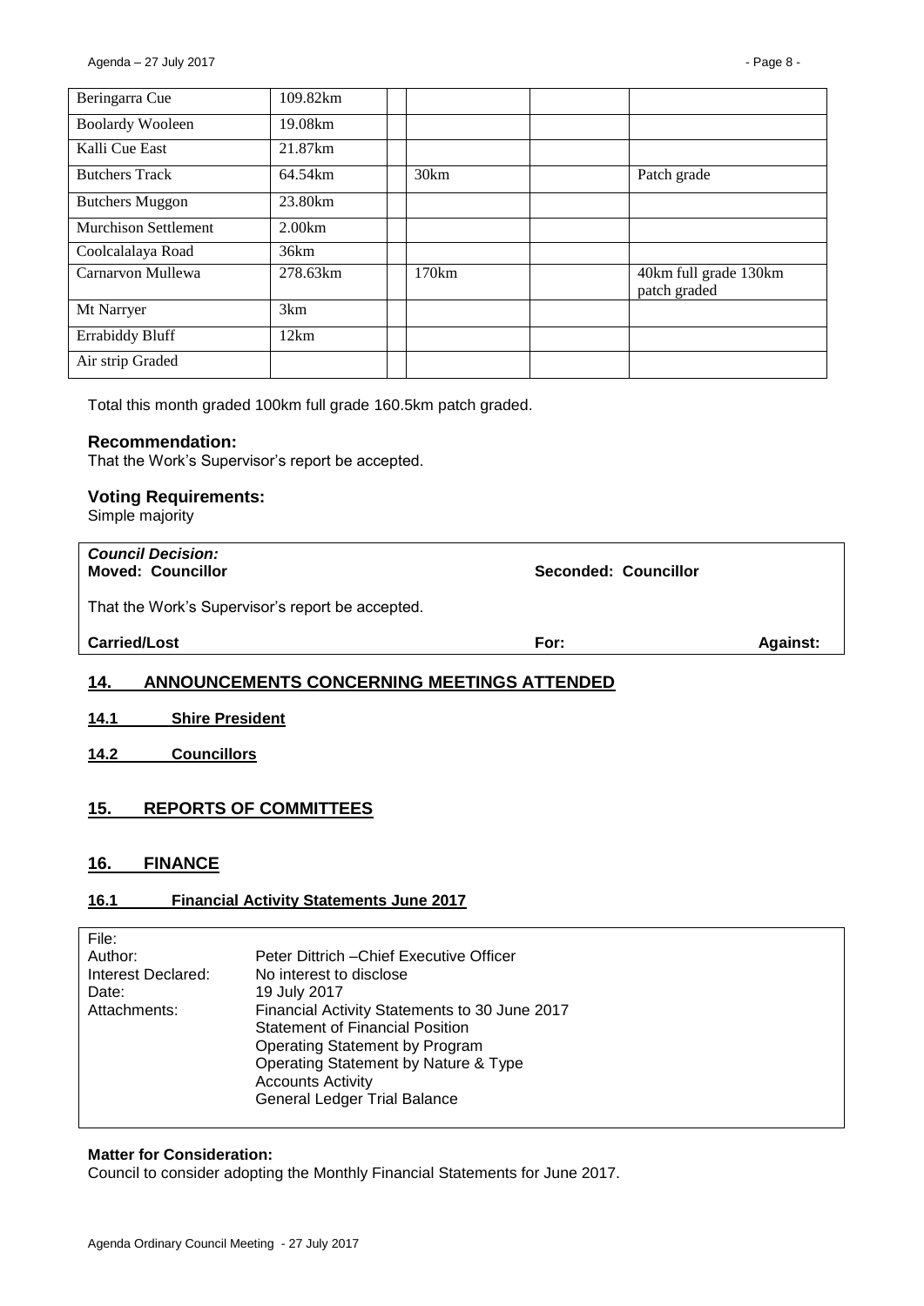| Beringarra Cue | 109.82km | | | | |
| --- | --- | --- | --- | --- | --- |
| Boolardy Wooleen | 19.08km | | | | |
| Kalli Cue East | 21.87km | | | | |
| Butchers Track | 64.54km | | 30km | | Patch grade |
| Butchers Muggon | 23.80km | | | | |
| Murchison Settlement | 2.00km | | | | |
| Coolcalalaya Road | 36km | | | | |
| Carnarvon Mullewa | 278.63km | | 170km | | 40km full grade 130km patch graded |
| Mt Narryer | 3km | | | | |
| Errabiddy Bluff | 12km | | | | |
| Air strip Graded | | | | | |

Total this month graded 100km full grade 160.5km patch graded.

### Recommendation:

That the Work's Supervisor's report be accepted.

### Voting Requirements:

Simple majority

| ***Council Decision:*** **Moved: Councillor** | **Seconded: Councillor** | |
| --- | --- | --- |
| That the Work's Supervisor's report be accepted. | | |
| **Carried/Lost** | **For:** | **Against:** |

## 14. ANNOUNCEMENTS CONCERNING MEETINGS ATTENDED

### 14.1 Shire President

### 14.2 Councillors

## 15. REPORTS OF COMMITTEES

## 16. FINANCE

### 16.1 Financial Activity Statements June 2017

| | |
| --- | --- |
| File: | |
| Author: | Peter Dittrich –Chief Executive Officer |
| Interest Declared: | No interest to disclose |
| Date: | 19 July 2017 |
| Attachments: | Financial Activity Statements to 30 June 2017<br>Statement of Financial Position<br>Operating Statement by Program<br>Operating Statement by Nature & Type<br>Accounts Activity<br>General Ledger Trial Balance |

**Matter for Consideration:**

Council to consider adopting the Monthly Financial Statements for June 2017.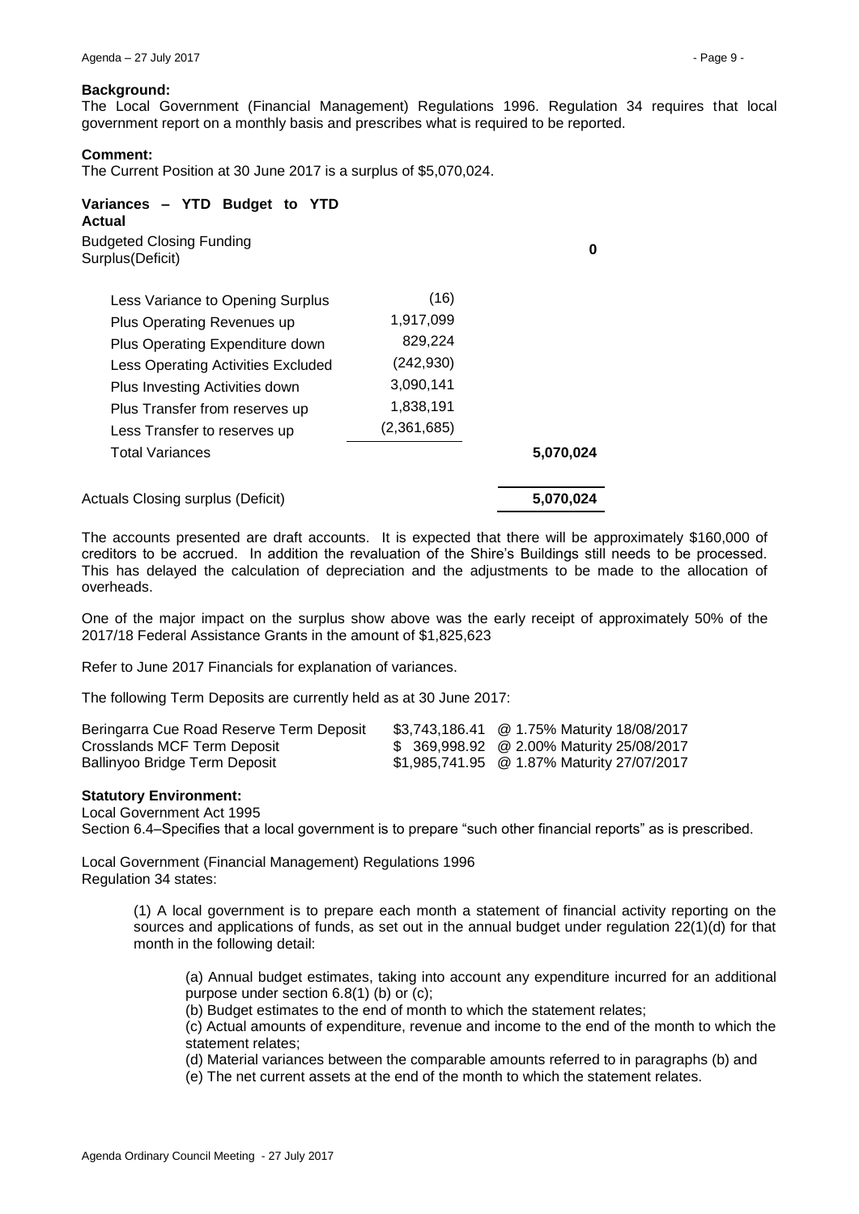**Background:**
The Local Government (Financial Management) Regulations 1996. Regulation 34 requires that local government report on a monthly basis and prescribes what is required to be reported.

**Comment:**
The Current Position at 30 June 2017 is a surplus of $5,070,024.

| **Variances – YTD Budget to YTD Actual** | | |
|---|---|---|
| Budgeted Closing Funding Surplus(Deficit) | | **0** |
| Less Variance to Opening Surplus | (16) | |
| Plus Operating Revenues up | 1,917,099 | |
| Plus Operating Expenditure down | 829,224 | |
| Less Operating Activities Excluded | (242,930) | |
| Plus Investing Activities down | 3,090,141 | |
| Plus Transfer from reserves up | 1,838,191 | |
| Less Transfer to reserves up | (2,361,685) | |
| Total Variances | | **5,070,024** |
| Actuals Closing surplus (Deficit) | | **5,070,024** |

The accounts presented are draft accounts. It is expected that there will be approximately $160,000 of creditors to be accrued. In addition the revaluation of the Shire's Buildings still needs to be processed. This has delayed the calculation of depreciation and the adjustments to be made to the allocation of overheads.

One of the major impact on the surplus show above was the early receipt of approximately 50% of the 2017/18 Federal Assistance Grants in the amount of $1,825,623

Refer to June 2017 Financials for explanation of variances.

The following Term Deposits are currently held as at 30 June 2017:

| | | |
|---|---|---|
| Beringarra Cue Road Reserve Term Deposit | $3,743,186.41 | @ 1.75% Maturity 18/08/2017 |
| Crosslands MCF Term Deposit | $ 369,998.92 | @ 2.00% Maturity 25/08/2017 |
| Ballinyoo Bridge Term Deposit | $1,985,741.95 | @ 1.87% Maturity 27/07/2017 |

**Statutory Environment:**
Local Government Act 1995
Section 6.4–Specifies that a local government is to prepare "such other financial reports" as is prescribed.

Local Government (Financial Management) Regulations 1996
Regulation 34 states:

> (1) A local government is to prepare each month a statement of financial activity reporting on the sources and applications of funds, as set out in the annual budget under regulation 22(1)(d) for that month in the following detail:
>
> > (a) Annual budget estimates, taking into account any expenditure incurred for an additional purpose under section 6.8(1) (b) or (c);
> >
> > (b) Budget estimates to the end of month to which the statement relates;
> >
> > (c) Actual amounts of expenditure, revenue and income to the end of the month to which the statement relates;
> >
> > (d) Material variances between the comparable amounts referred to in paragraphs (b) and
> >
> > (e) The net current assets at the end of the month to which the statement relates.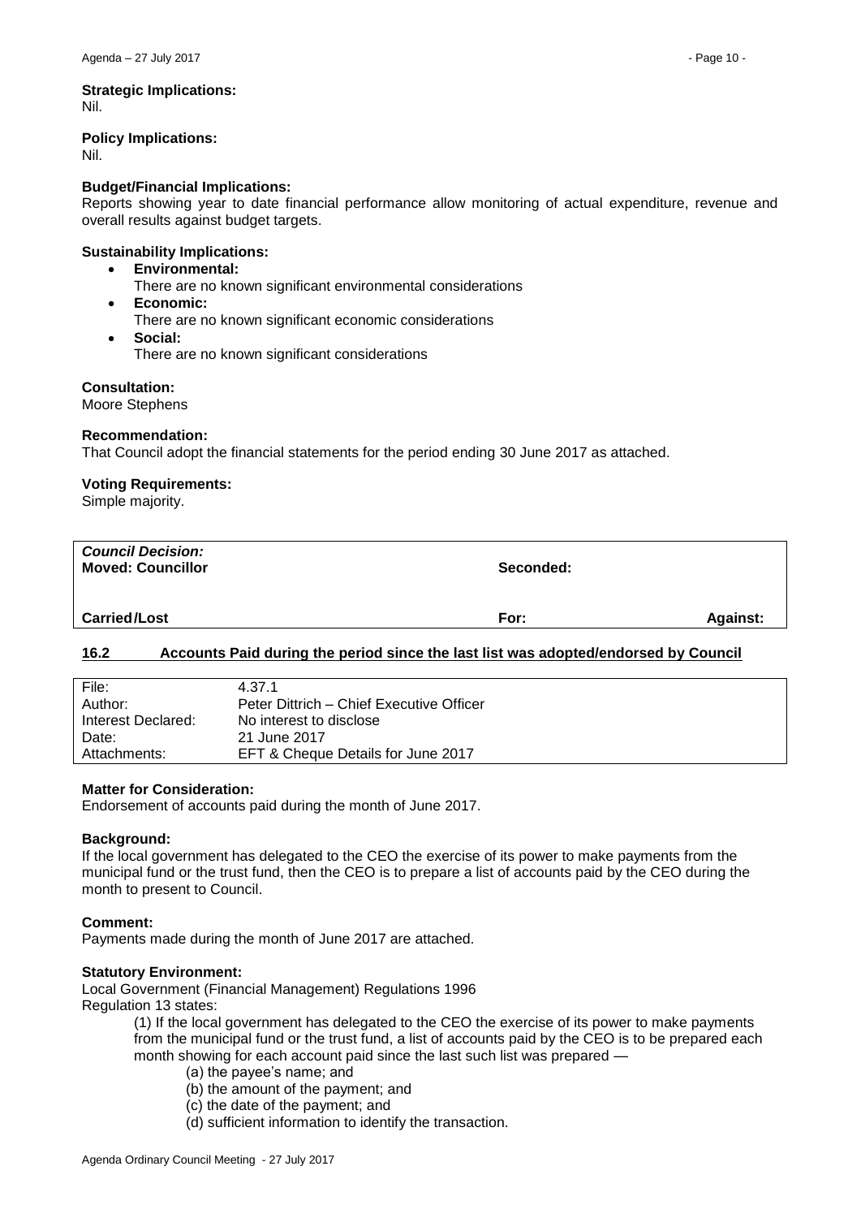**Strategic Implications:**
Nil.

**Policy Implications:**
Nil.

**Budget/Financial Implications:**
Reports showing year to date financial performance allow monitoring of actual expenditure, revenue and overall results against budget targets.

**Sustainability Implications:**

- **Environmental:**
  There are no known significant environmental considerations
- **Economic:**
  There are no known significant economic considerations
- **Social:**
  There are no known significant considerations

**Consultation:**
Moore Stephens

**Recommendation:**
That Council adopt the financial statements for the period ending 30 June 2017 as attached.

**Voting Requirements:**
Simple majority.

| ***Council Decision:*** **Moved: Councillor** | **Seconded:** | |
|---|---|---|
| **Carried/Lost** | **For:** | **Against:** |

## 16.2 Accounts Paid during the period since the last list was adopted/endorsed by Council

| | |
|---|---|
| File: | 4.37.1 |
| Author: | Peter Dittrich – Chief Executive Officer |
| Interest Declared: | No interest to disclose |
| Date: | 21 June 2017 |
| Attachments: | EFT & Cheque Details for June 2017 |

**Matter for Consideration:**
Endorsement of accounts paid during the month of June 2017.

**Background:**
If the local government has delegated to the CEO the exercise of its power to make payments from the municipal fund or the trust fund, then the CEO is to prepare a list of accounts paid by the CEO during the month to present to Council.

**Comment:**
Payments made during the month of June 2017 are attached.

**Statutory Environment:**
Local Government (Financial Management) Regulations 1996
Regulation 13 states:

> (1) If the local government has delegated to the CEO the exercise of its power to make payments from the municipal fund or the trust fund, a list of accounts paid by the CEO is to be prepared each month showing for each account paid since the last such list was prepared —
>
> (a) the payee's name; and
> (b) the amount of the payment; and
> (c) the date of the payment; and
> (d) sufficient information to identify the transaction.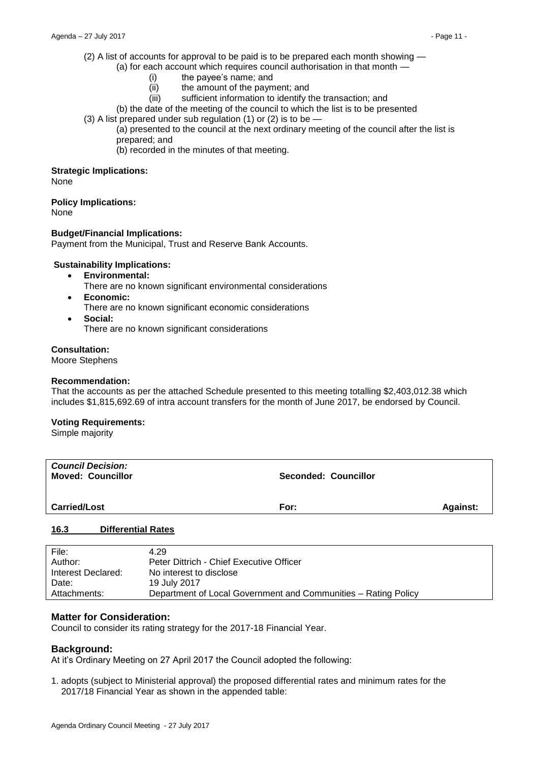(2) A list of accounts for approval to be paid is to be prepared each month showing —

(a) for each account which requires council authorisation in that month —

(i) the payee's name; and

(ii) the amount of the payment; and

(iii) sufficient information to identify the transaction; and

(b) the date of the meeting of the council to which the list is to be presented

(3) A list prepared under sub regulation (1) or (2) is to be —

(a) presented to the council at the next ordinary meeting of the council after the list is prepared; and

(b) recorded in the minutes of that meeting.

**Strategic Implications:**
None

**Policy Implications:**
None

**Budget/Financial Implications:**
Payment from the Municipal, Trust and Reserve Bank Accounts.

**Sustainability Implications:**

- **Environmental:**
  There are no known significant environmental considerations
- **Economic:**
  There are no known significant economic considerations
- **Social:**
  There are no known significant considerations

**Consultation:**
Moore Stephens

**Recommendation:**
That the accounts as per the attached Schedule presented to this meeting totalling $2,403,012.38 which includes $1,815,692.69 of intra account transfers for the month of June 2017, be endorsed by Council.

**Voting Requirements:**
Simple majority

| *Council Decision:* **Moved: Councillor** | **Seconded: Councillor** | |
|---|---|---|
| **Carried/Lost** | **For:** | **Against:** |

## 16.3 Differential Rates

| | |
|---|---|
| File: | 4.29 |
| Author: | Peter Dittrich - Chief Executive Officer |
| Interest Declared: | No interest to disclose |
| Date: | 19 July 2017 |
| Attachments: | Department of Local Government and Communities – Rating Policy |

### Matter for Consideration:

Council to consider its rating strategy for the 2017-18 Financial Year.

### Background:

At it's Ordinary Meeting on 27 April 2017 the Council adopted the following:

1. adopts (subject to Ministerial approval) the proposed differential rates and minimum rates for the 2017/18 Financial Year as shown in the appended table: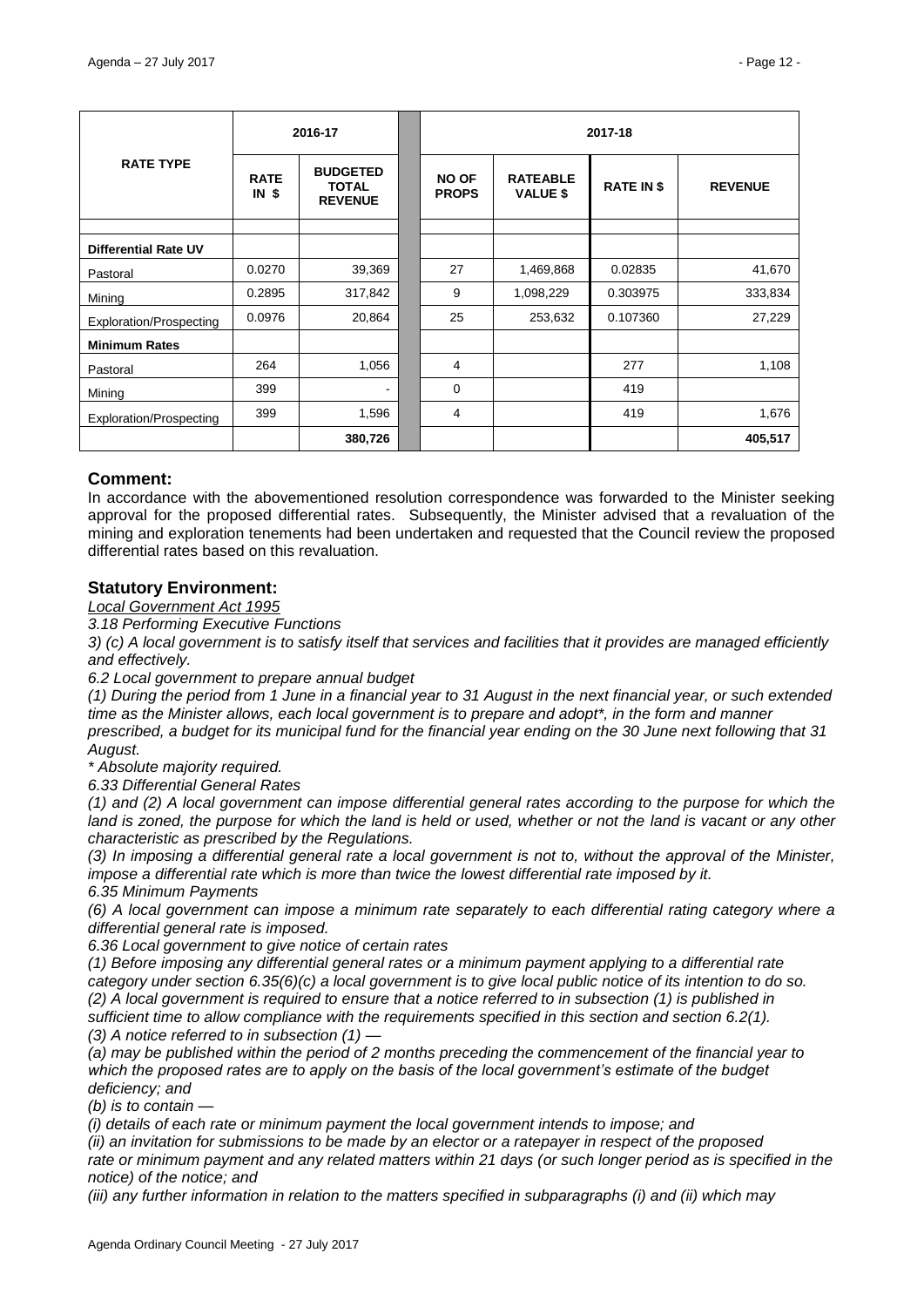| RATE TYPE | 2016-17 | | 2017-18 | | | |
|---|---|---|---|---|---|---|
| | **RATE IN $** | **BUDGETED TOTAL REVENUE** | **NO OF PROPS** | **RATEABLE VALUE $** | **RATE IN $** | **REVENUE** |
| | | | | | | |
| **Differential Rate UV** | | | | | | |
| Pastoral | 0.0270 | 39,369 | 27 | 1,469,868 | 0.02835 | 41,670 |
| Mining | 0.2895 | 317,842 | 9 | 1,098,229 | 0.303975 | 333,834 |
| Exploration/Prospecting | 0.0976 | 20,864 | 25 | 253,632 | 0.107360 | 27,229 |
| **Minimum Rates** | | | | | | |
| Pastoral | 264 | 1,056 | 4 | | 277 | 1,108 |
| Mining | 399 | - | 0 | | 419 | |
| Exploration/Prospecting | 399 | 1,596 | 4 | | 419 | 1,676 |
| | | **380,726** | | | | **405,517** |

## Comment:

In accordance with the abovementioned resolution correspondence was forwarded to the Minister seeking approval for the proposed differential rates. Subsequently, the Minister advised that a revaluation of the mining and exploration tenements had been undertaken and requested that the Council review the proposed differential rates based on this revaluation.

## Statutory Environment:

*Local Government Act 1995*

*3.18 Performing Executive Functions*

*3) (c) A local government is to satisfy itself that services and facilities that it provides are managed efficiently and effectively.*

*6.2 Local government to prepare annual budget*

*(1) During the period from 1 June in a financial year to 31 August in the next financial year, or such extended time as the Minister allows, each local government is to prepare and adopt*, in the form and manner prescribed, a budget for its municipal fund for the financial year ending on the 30 June next following that 31 August.*

*\* Absolute majority required.*

*6.33 Differential General Rates*

*(1) and (2) A local government can impose differential general rates according to the purpose for which the land is zoned, the purpose for which the land is held or used, whether or not the land is vacant or any other characteristic as prescribed by the Regulations.*

*(3) In imposing a differential general rate a local government is not to, without the approval of the Minister, impose a differential rate which is more than twice the lowest differential rate imposed by it.*

*6.35 Minimum Payments*

*(6) A local government can impose a minimum rate separately to each differential rating category where a differential general rate is imposed.*

*6.36 Local government to give notice of certain rates*

*(1) Before imposing any differential general rates or a minimum payment applying to a differential rate category under section 6.35(6)(c) a local government is to give local public notice of its intention to do so.*

*(2) A local government is required to ensure that a notice referred to in subsection (1) is published in sufficient time to allow compliance with the requirements specified in this section and section 6.2(1).*

*(3) A notice referred to in subsection (1) —*

*(a) may be published within the period of 2 months preceding the commencement of the financial year to which the proposed rates are to apply on the basis of the local government's estimate of the budget deficiency; and*

*(b) is to contain —*

*(i) details of each rate or minimum payment the local government intends to impose; and*

*(ii) an invitation for submissions to be made by an elector or a ratepayer in respect of the proposed rate or minimum payment and any related matters within 21 days (or such longer period as is specified in the notice) of the notice; and*

*(iii) any further information in relation to the matters specified in subparagraphs (i) and (ii) which may*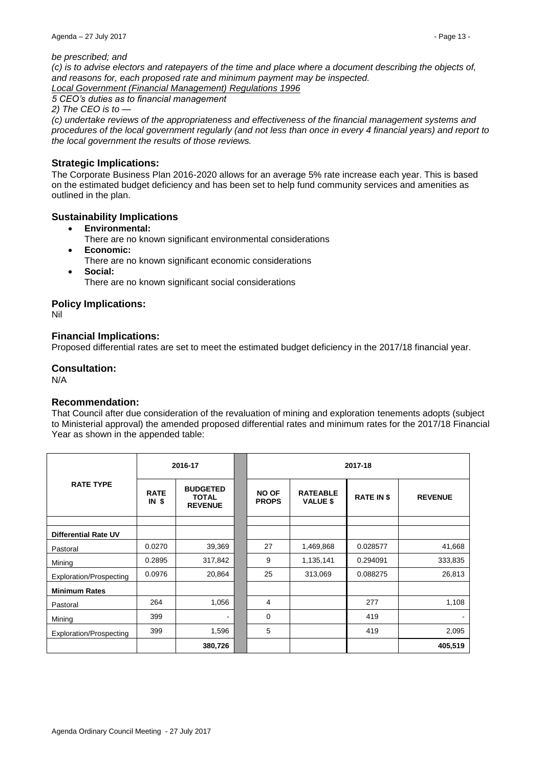*be prescribed; and*

*(c) is to advise electors and ratepayers of the time and place where a document describing the objects of, and reasons for, each proposed rate and minimum payment may be inspected.*

*Local Government (Financial Management) Regulations 1996*

*5 CEO's duties as to financial management*

*2) The CEO is to —*

*(c) undertake reviews of the appropriateness and effectiveness of the financial management systems and procedures of the local government regularly (and not less than once in every 4 financial years) and report to the local government the results of those reviews.*

## Strategic Implications:

The Corporate Business Plan 2016-2020 allows for an average 5% rate increase each year. This is based on the estimated budget deficiency and has been set to help fund community services and amenities as outlined in the plan.

## Sustainability Implications

- **Environmental:**
  There are no known significant environmental considerations
- **Economic:**
  There are no known significant economic considerations
- **Social:**
  There are no known significant social considerations

## Policy Implications:

Nil

## Financial Implications:

Proposed differential rates are set to meet the estimated budget deficiency in the 2017/18 financial year.

## Consultation:

N/A

## Recommendation:

That Council after due consideration of the revaluation of mining and exploration tenements adopts (subject to Ministerial approval) the amended proposed differential rates and minimum rates for the 2017/18 Financial Year as shown in the appended table:

| RATE TYPE | 2016-17 | | 2017-18 | | | |
|---|---|---|---|---|---|---|
| | **RATE IN $** | **BUDGETED TOTAL REVENUE** | **NO OF PROPS** | **RATEABLE VALUE $** | **RATE IN $** | **REVENUE** |
| **Differential Rate UV** | | | | | | |
| Pastoral | 0.0270 | 39,369 | 27 | 1,469,868 | 0.028577 | 41,668 |
| Mining | 0.2895 | 317,842 | 9 | 1,135,141 | 0.294091 | 333,835 |
| Exploration/Prospecting | 0.0976 | 20,864 | 25 | 313,069 | 0.088275 | 26,813 |
| **Minimum Rates** | | | | | | |
| Pastoral | 264 | 1,056 | 4 | | 277 | 1,108 |
| Mining | 399 | - | 0 | | 419 | - |
| Exploration/Prospecting | 399 | 1,596 | 5 | | 419 | 2,095 |
| | | **380,726** | | | | **405,519** |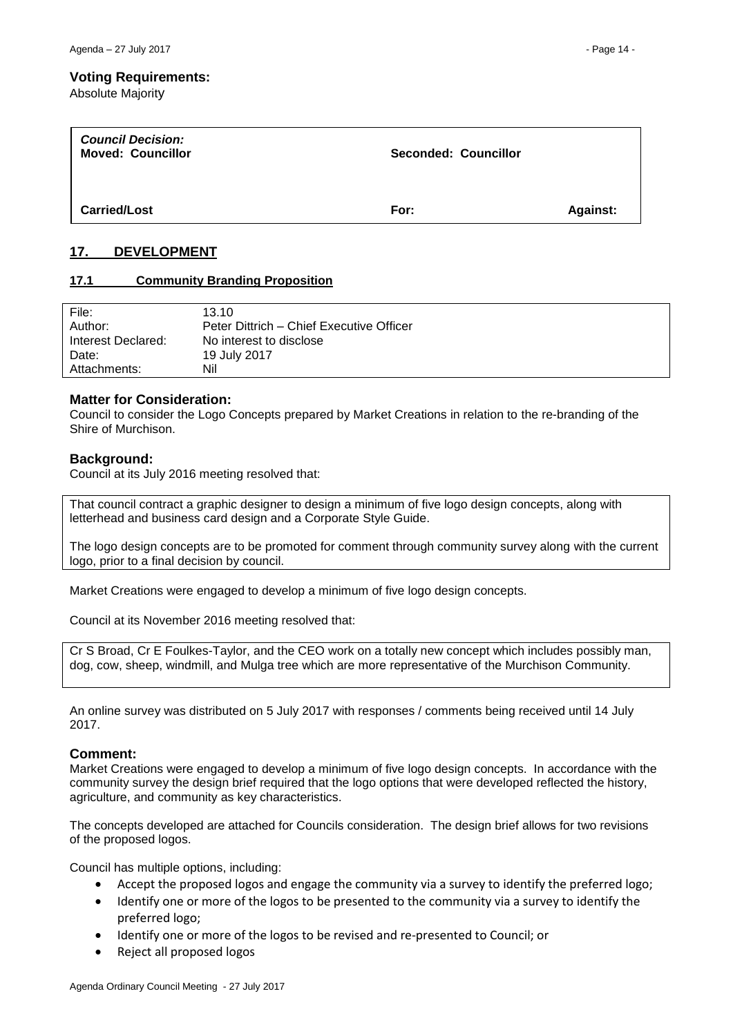**Voting Requirements:**
Absolute Majority

| *Council Decision:* **Moved: Councillor** | **Seconded: Councillor** | |
|---|---|---|
| **Carried/Lost** | **For:** | **Against:** |

## 17. DEVELOPMENT

### 17.1 Community Branding Proposition

| File: | 13.10 |
|---|---|
| Author: | Peter Dittrich – Chief Executive Officer |
| Interest Declared: | No interest to disclose |
| Date: | 19 July 2017 |
| Attachments: | Nil |

**Matter for Consideration:**
Council to consider the Logo Concepts prepared by Market Creations in relation to the re-branding of the Shire of Murchison.

**Background:**
Council at its July 2016 meeting resolved that:

> That council contract a graphic designer to design a minimum of five logo design concepts, along with letterhead and business card design and a Corporate Style Guide.
>
> The logo design concepts are to be promoted for comment through community survey along with the current logo, prior to a final decision by council.

Market Creations were engaged to develop a minimum of five logo design concepts.

Council at its November 2016 meeting resolved that:

> Cr S Broad, Cr E Foulkes-Taylor, and the CEO work on a totally new concept which includes possibly man, dog, cow, sheep, windmill, and Mulga tree which are more representative of the Murchison Community.

An online survey was distributed on 5 July 2017 with responses / comments being received until 14 July 2017.

**Comment:**
Market Creations were engaged to develop a minimum of five logo design concepts. In accordance with the community survey the design brief required that the logo options that were developed reflected the history, agriculture, and community as key characteristics.

The concepts developed are attached for Councils consideration. The design brief allows for two revisions of the proposed logos.

Council has multiple options, including:

- Accept the proposed logos and engage the community via a survey to identify the preferred logo;
- Identify one or more of the logos to be presented to the community via a survey to identify the preferred logo;
- Identify one or more of the logos to be revised and re-presented to Council; or
- Reject all proposed logos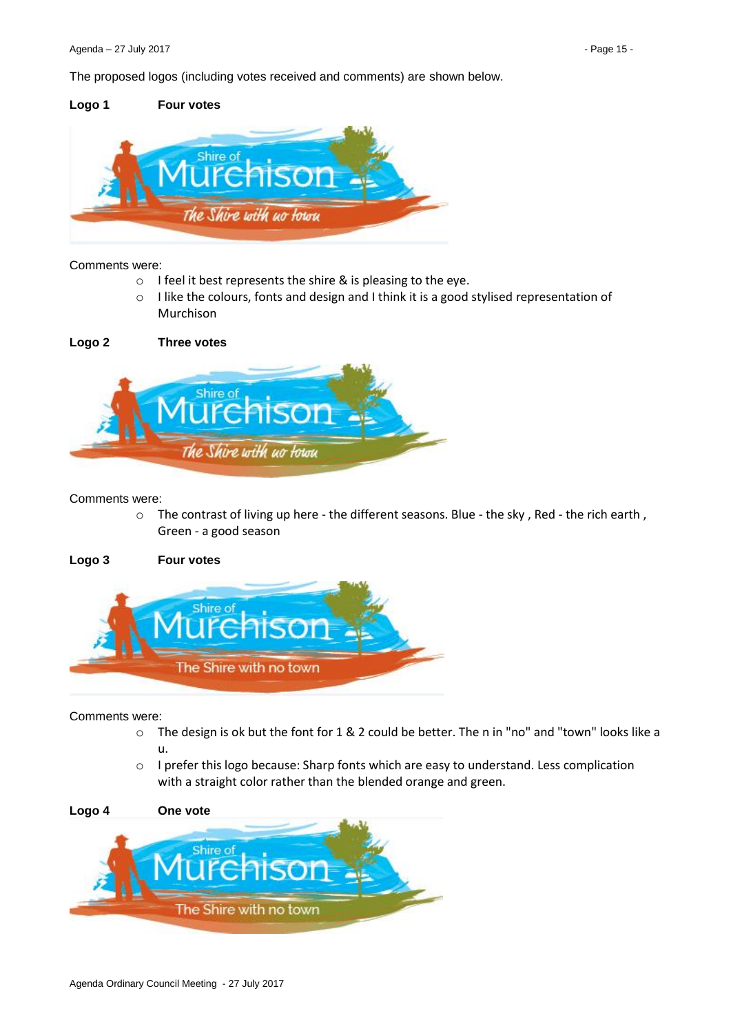The proposed logos (including votes received and comments) are shown below.

**Logo 1** **Four votes**

Comments were:

- I feel it best represents the shire & is pleasing to the eye.
- I like the colours, fonts and design and I think it is a good stylised representation of Murchison

**Logo 2** **Three votes**

Comments were:

- The contrast of living up here - the different seasons. Blue - the sky , Red - the rich earth , Green - a good season

**Logo 3** **Four votes**

Comments were:

- The design is ok but the font for 1 & 2 could be better. The n in "no" and "town" looks like a u.
- I prefer this logo because: Sharp fonts which are easy to understand. Less complication with a straight color rather than the blended orange and green.

**Logo 4** **One vote**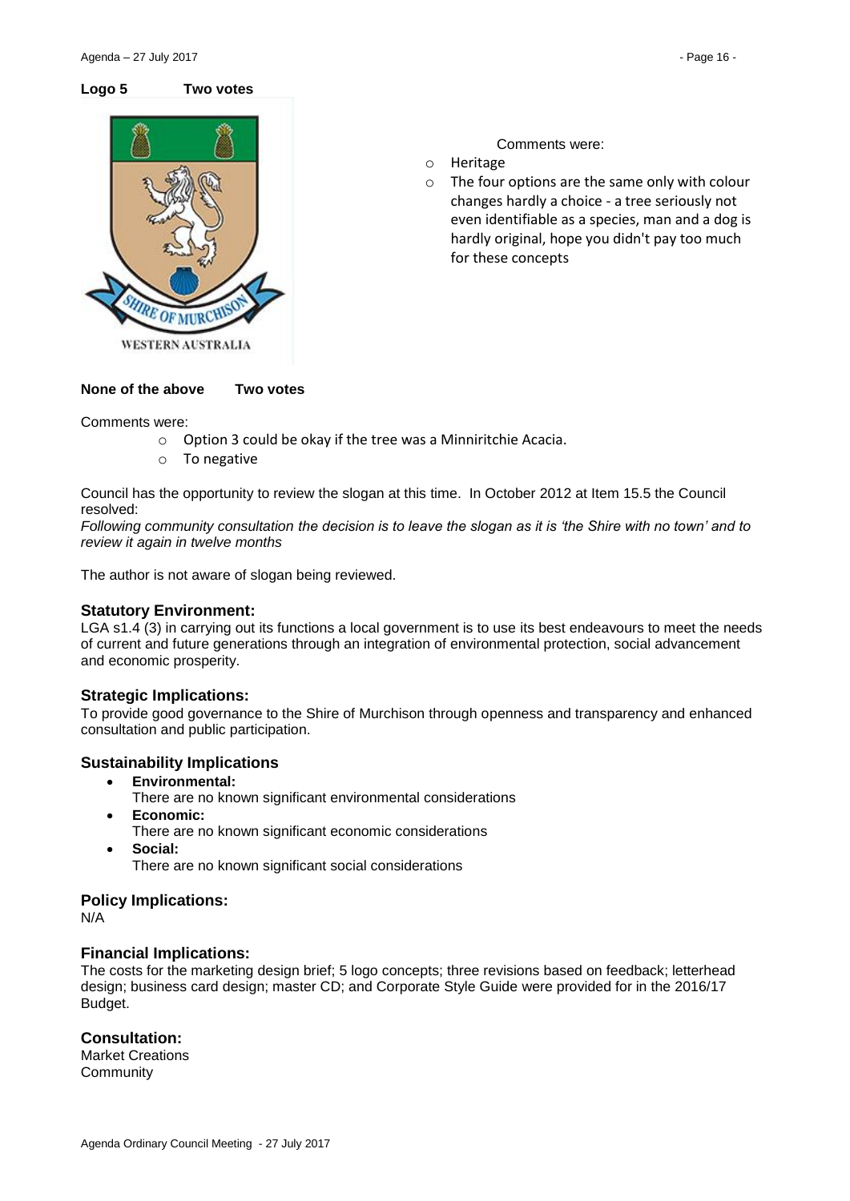**Logo 5** **Two votes**

Comments were:

- Heritage
- The four options are the same only with colour changes hardly a choice - a tree seriously not even identifiable as a species, man and a dog is hardly original, hope you didn't pay too much for these concepts

**None of the above** **Two votes**

Comments were:

- Option 3 could be okay if the tree was a Minniritchie Acacia.
- To negative

Council has the opportunity to review the slogan at this time. In October 2012 at Item 15.5 the Council resolved:

*Following community consultation the decision is to leave the slogan as it is 'the Shire with no town' and to review it again in twelve months*

The author is not aware of slogan being reviewed.

### Statutory Environment:

LGA s1.4 (3) in carrying out its functions a local government is to use its best endeavours to meet the needs of current and future generations through an integration of environmental protection, social advancement and economic prosperity.

### Strategic Implications:

To provide good governance to the Shire of Murchison through openness and transparency and enhanced consultation and public participation.

### Sustainability Implications

- **Environmental:**
  There are no known significant environmental considerations
- **Economic:**
  There are no known significant economic considerations
- **Social:**
  There are no known significant social considerations

### Policy Implications:

N/A

### Financial Implications:

The costs for the marketing design brief; 5 logo concepts; three revisions based on feedback; letterhead design; business card design; master CD; and Corporate Style Guide were provided for in the 2016/17 Budget.

### Consultation:

Market Creations
Community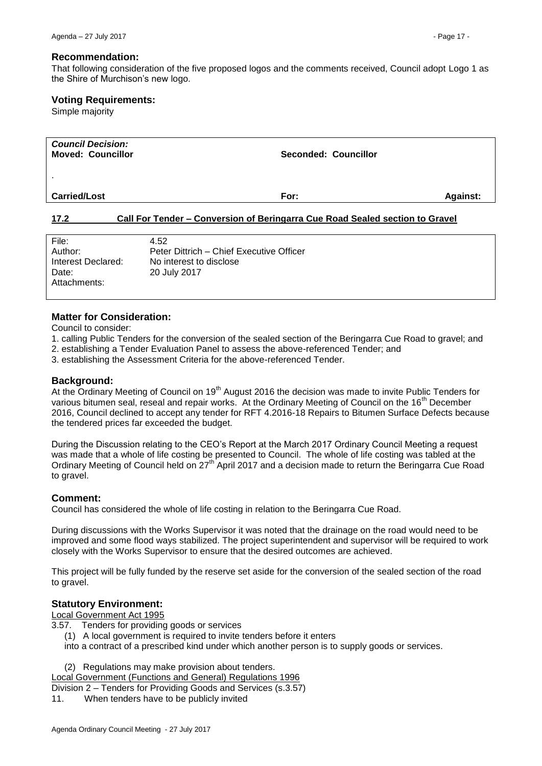### Recommendation:

That following consideration of the five proposed logos and the comments received, Council adopt Logo 1 as the Shire of Murchison's new logo.

### Voting Requirements:

Simple majority

| *Council Decision:* | | |
|---|---|---|
| **Moved: Councillor** | **Seconded: Councillor** | |
| . | | |
| **Carried/Lost** | **For:** | **Against:** |

## 17.2 Call For Tender – Conversion of Beringarra Cue Road Sealed section to Gravel

| | |
|---|---|
| File: | 4.52 |
| Author: | Peter Dittrich – Chief Executive Officer |
| Interest Declared: | No interest to disclose |
| Date: | 20 July 2017 |
| Attachments: | |

### Matter for Consideration:

Council to consider:

1. calling Public Tenders for the conversion of the sealed section of the Beringarra Cue Road to gravel; and
2. establishing a Tender Evaluation Panel to assess the above-referenced Tender; and
3. establishing the Assessment Criteria for the above-referenced Tender.

### Background:

At the Ordinary Meeting of Council on 19th August 2016 the decision was made to invite Public Tenders for various bitumen seal, reseal and repair works. At the Ordinary Meeting of Council on the 16th December 2016, Council declined to accept any tender for RFT 4.2016-18 Repairs to Bitumen Surface Defects because the tendered prices far exceeded the budget.

During the Discussion relating to the CEO's Report at the March 2017 Ordinary Council Meeting a request was made that a whole of life costing be presented to Council. The whole of life costing was tabled at the Ordinary Meeting of Council held on 27th April 2017 and a decision made to return the Beringarra Cue Road to gravel.

### Comment:

Council has considered the whole of life costing in relation to the Beringarra Cue Road.

During discussions with the Works Supervisor it was noted that the drainage on the road would need to be improved and some flood ways stabilized. The project superintendent and supervisor will be required to work closely with the Works Supervisor to ensure that the desired outcomes are achieved.

This project will be fully funded by the reserve set aside for the conversion of the sealed section of the road to gravel.

### Statutory Environment:

Local Government Act 1995

3.57. Tenders for providing goods or services

(1) A local government is required to invite tenders before it enters into a contract of a prescribed kind under which another person is to supply goods or services.

(2) Regulations may make provision about tenders.

Local Government (Functions and General) Regulations 1996

Division 2 – Tenders for Providing Goods and Services (s.3.57)

11. When tenders have to be publicly invited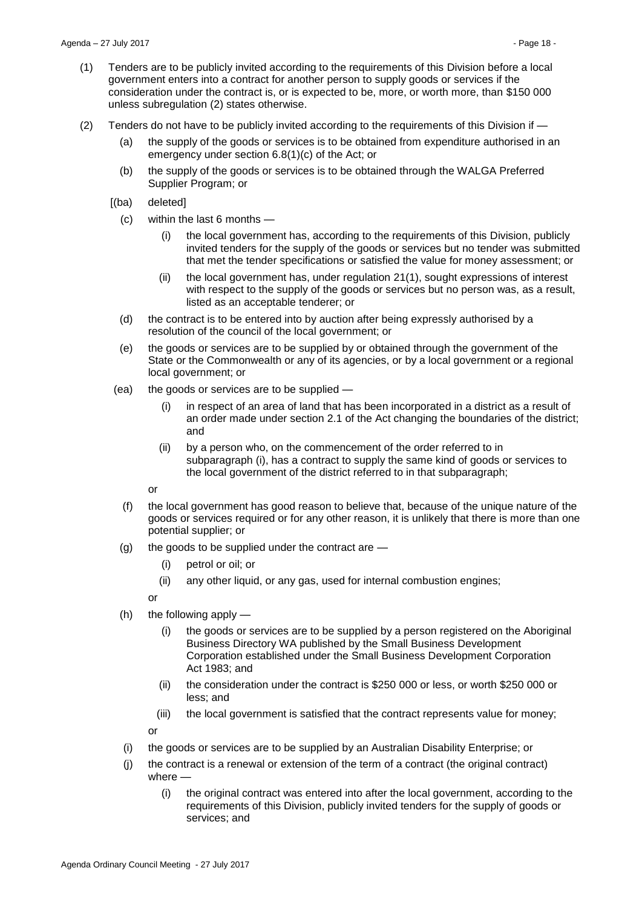(1) Tenders are to be publicly invited according to the requirements of this Division before a local government enters into a contract for another person to supply goods or services if the consideration under the contract is, or is expected to be, more, or worth more, than $150 000 unless subregulation (2) states otherwise.

(2) Tenders do not have to be publicly invited according to the requirements of this Division if —

- (a) the supply of the goods or services is to be obtained from expenditure authorised in an emergency under section 6.8(1)(c) of the Act; or
- (b) the supply of the goods or services is to be obtained through the WALGA Preferred Supplier Program; or
- [(ba) deleted]
- (c) within the last 6 months —
  - (i) the local government has, according to the requirements of this Division, publicly invited tenders for the supply of the goods or services but no tender was submitted that met the tender specifications or satisfied the value for money assessment; or
  - (ii) the local government has, under regulation 21(1), sought expressions of interest with respect to the supply of the goods or services but no person was, as a result, listed as an acceptable tenderer; or
- (d) the contract is to be entered into by auction after being expressly authorised by a resolution of the council of the local government; or
- (e) the goods or services are to be supplied by or obtained through the government of the State or the Commonwealth or any of its agencies, or by a local government or a regional local government; or
- (ea) the goods or services are to be supplied —
  - (i) in respect of an area of land that has been incorporated in a district as a result of an order made under section 2.1 of the Act changing the boundaries of the district; and
  - (ii) by a person who, on the commencement of the order referred to in subparagraph (i), has a contract to supply the same kind of goods or services to the local government of the district referred to in that subparagraph;

  or
- (f) the local government has good reason to believe that, because of the unique nature of the goods or services required or for any other reason, it is unlikely that there is more than one potential supplier; or
- (g) the goods to be supplied under the contract are —
  - (i) petrol or oil; or
  - (ii) any other liquid, or any gas, used for internal combustion engines;

  or
- (h) the following apply —
  - (i) the goods or services are to be supplied by a person registered on the Aboriginal Business Directory WA published by the Small Business Development Corporation established under the Small Business Development Corporation Act 1983; and
  - (ii) the consideration under the contract is $250 000 or less, or worth $250 000 or less; and
  - (iii) the local government is satisfied that the contract represents value for money;

  or
- (i) the goods or services are to be supplied by an Australian Disability Enterprise; or
- (j) the contract is a renewal or extension of the term of a contract (the original contract) where —
  - (i) the original contract was entered into after the local government, according to the requirements of this Division, publicly invited tenders for the supply of goods or services; and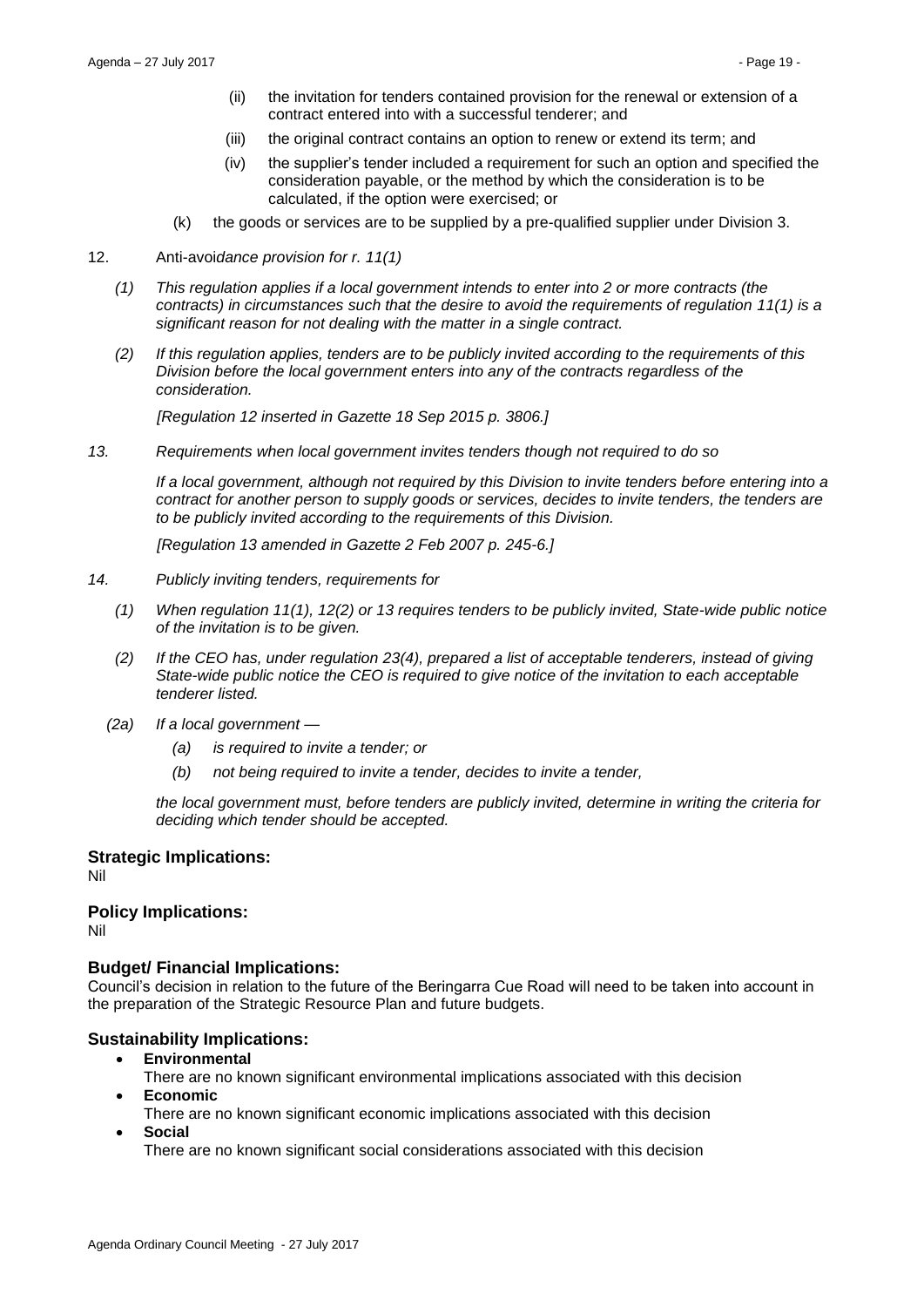(ii) the invitation for tenders contained provision for the renewal or extension of a contract entered into with a successful tenderer; and

(iii) the original contract contains an option to renew or extend its term; and

(iv) the supplier's tender included a requirement for such an option and specified the consideration payable, or the method by which the consideration is to be calculated, if the option were exercised; or

(k) the goods or services are to be supplied by a pre-qualified supplier under Division 3.

12. Anti-avoid*ance provision for r. 11(1)*

*(1) This regulation applies if a local government intends to enter into 2 or more contracts (the contracts) in circumstances such that the desire to avoid the requirements of regulation 11(1) is a significant reason for not dealing with the matter in a single contract.*

*(2) If this regulation applies, tenders are to be publicly invited according to the requirements of this Division before the local government enters into any of the contracts regardless of the consideration.*

*[Regulation 12 inserted in Gazette 18 Sep 2015 p. 3806.]*

*13. Requirements when local government invites tenders though not required to do so*

*If a local government, although not required by this Division to invite tenders before entering into a contract for another person to supply goods or services, decides to invite tenders, the tenders are to be publicly invited according to the requirements of this Division.*

*[Regulation 13 amended in Gazette 2 Feb 2007 p. 245-6.]*

*14. Publicly inviting tenders, requirements for*

*(1) When regulation 11(1), 12(2) or 13 requires tenders to be publicly invited, State-wide public notice of the invitation is to be given.*

*(2) If the CEO has, under regulation 23(4), prepared a list of acceptable tenderers, instead of giving State-wide public notice the CEO is required to give notice of the invitation to each acceptable tenderer listed.*

*(2a) If a local government —*

*(a) is required to invite a tender; or*

*(b) not being required to invite a tender, decides to invite a tender,*

*the local government must, before tenders are publicly invited, determine in writing the criteria for deciding which tender should be accepted.*

### Strategic Implications:

Nil

### Policy Implications:

Nil

### Budget/ Financial Implications:

Council's decision in relation to the future of the Beringarra Cue Road will need to be taken into account in the preparation of the Strategic Resource Plan and future budgets.

### Sustainability Implications:

- **Environmental**
  There are no known significant environmental implications associated with this decision
- **Economic**
  There are no known significant economic implications associated with this decision
- **Social**
  There are no known significant social considerations associated with this decision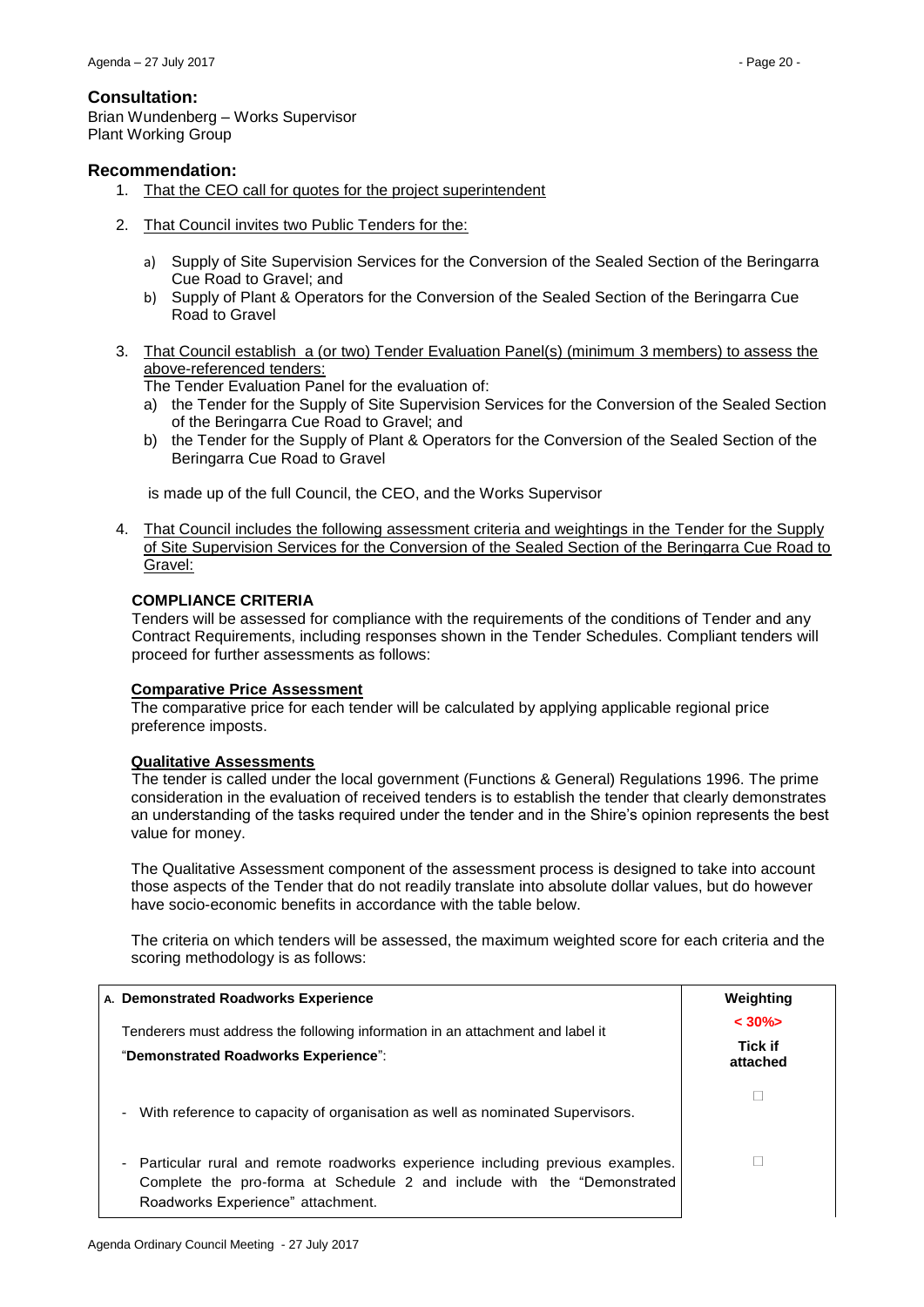## Consultation:

Brian Wundenberg – Works Supervisor
Plant Working Group

## Recommendation:

1. That the CEO call for quotes for the project superintendent

2. That Council invites two Public Tenders for the:

   a) Supply of Site Supervision Services for the Conversion of the Sealed Section of the Beringarra Cue Road to Gravel; and
   b) Supply of Plant & Operators for the Conversion of the Sealed Section of the Beringarra Cue Road to Gravel

3. That Council establish a (or two) Tender Evaluation Panel(s) (minimum 3 members) to assess the above-referenced tenders:

   The Tender Evaluation Panel for the evaluation of:

   a) the Tender for the Supply of Site Supervision Services for the Conversion of the Sealed Section of the Beringarra Cue Road to Gravel; and
   b) the Tender for the Supply of Plant & Operators for the Conversion of the Sealed Section of the Beringarra Cue Road to Gravel

   is made up of the full Council, the CEO, and the Works Supervisor

4. That Council includes the following assessment criteria and weightings in the Tender for the Supply of Site Supervision Services for the Conversion of the Sealed Section of the Beringarra Cue Road to Gravel:

**COMPLIANCE CRITERIA**

Tenders will be assessed for compliance with the requirements of the conditions of Tender and any Contract Requirements, including responses shown in the Tender Schedules. Compliant tenders will proceed for further assessments as follows:

**Comparative Price Assessment**

The comparative price for each tender will be calculated by applying applicable regional price preference imposts.

**Qualitative Assessments**

The tender is called under the local government (Functions & General) Regulations 1996. The prime consideration in the evaluation of received tenders is to establish the tender that clearly demonstrates an understanding of the tasks required under the tender and in the Shire's opinion represents the best value for money.

The Qualitative Assessment component of the assessment process is designed to take into account those aspects of the Tender that do not readily translate into absolute dollar values, but do however have socio-economic benefits in accordance with the table below.

The criteria on which tenders will be assessed, the maximum weighted score for each criteria and the scoring methodology is as follows:

| A. Demonstrated Roadworks Experience | Weighting |
|---|---|
| Tenderers must address the following information in an attachment and label it "**Demonstrated Roadworks Experience**": | < 30%> <br> **Tick if attached** |
| - With reference to capacity of organisation as well as nominated Supervisors. | ☐ |
| - Particular rural and remote roadworks experience including previous examples. Complete the pro-forma at Schedule 2 and include with the "Demonstrated Roadworks Experience" attachment. | ☐ |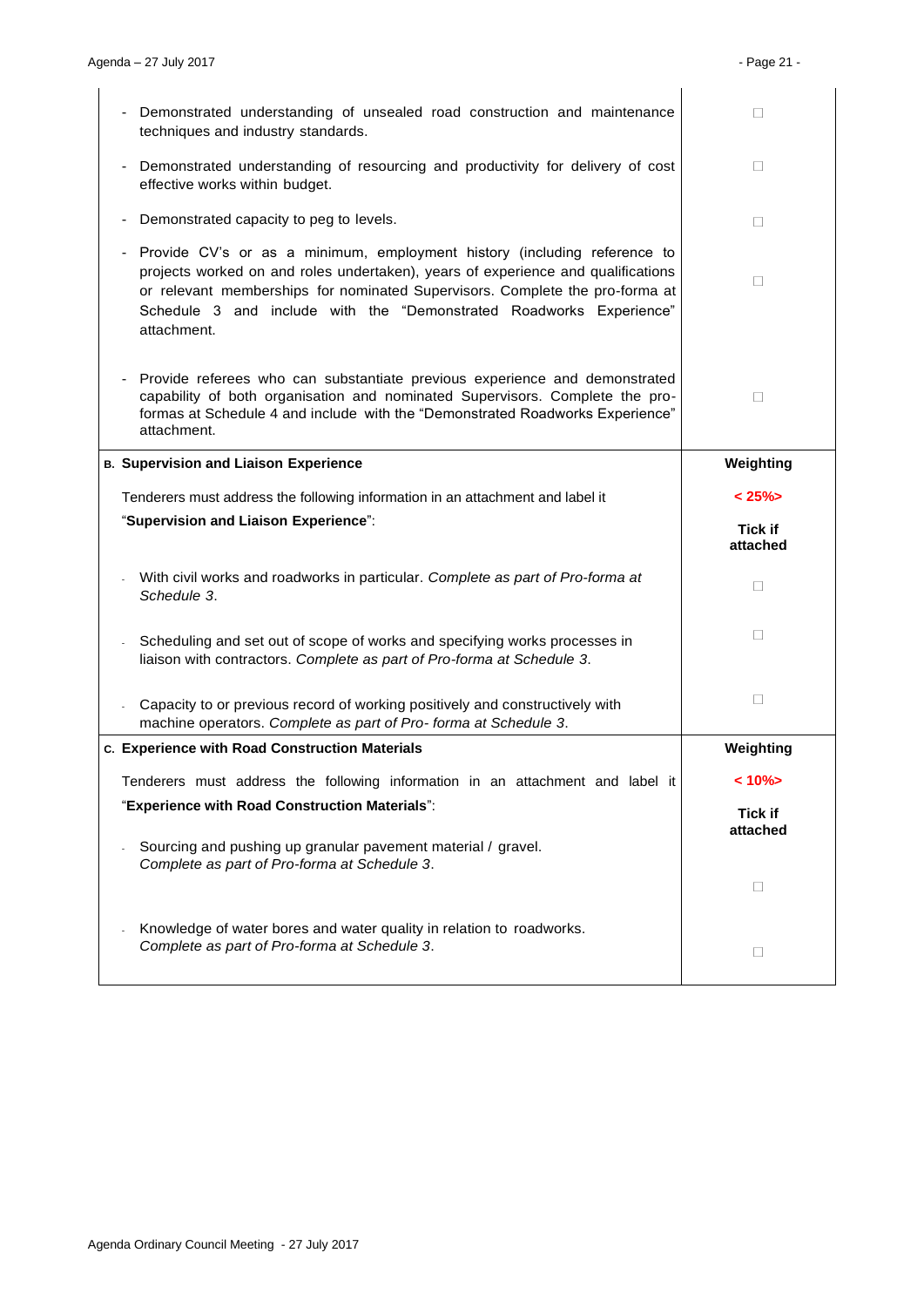| | |
|---|---|
| - Demonstrated understanding of unsealed road construction and maintenance techniques and industry standards. | ☐ |
| - Demonstrated understanding of resourcing and productivity for delivery of cost effective works within budget. | ☐ |
| - Demonstrated capacity to peg to levels. | ☐ |
| - Provide CV's or as a minimum, employment history (including reference to projects worked on and roles undertaken), years of experience and qualifications or relevant memberships for nominated Supervisors. Complete the pro-forma at Schedule 3 and include with the "Demonstrated Roadworks Experience" attachment. | ☐ |
| - Provide referees who can substantiate previous experience and demonstrated capability of both organisation and nominated Supervisors. Complete the pro-formas at Schedule 4 and include with the "Demonstrated Roadworks Experience" attachment. | ☐ |
| **B. Supervision and Liaison Experience** | **Weighting** |
| Tenderers must address the following information in an attachment and label it "**Supervision and Liaison Experience**": | **< 25%>** <br> **Tick if attached** |
| - With civil works and roadworks in particular. *Complete as part of Pro-forma at Schedule 3*. | ☐ |
| - Scheduling and set out of scope of works and specifying works processes in liaison with contractors. *Complete as part of Pro-forma at Schedule 3*. | ☐ |
| - Capacity to or previous record of working positively and constructively with machine operators. *Complete as part of Pro- forma at Schedule 3*. | ☐ |
| **C. Experience with Road Construction Materials** | **Weighting** |
| Tenderers must address the following information in an attachment and label it "**Experience with Road Construction Materials**": | **< 10%>** <br> **Tick if attached** |
| - Sourcing and pushing up granular pavement material / gravel. *Complete as part of Pro-forma at Schedule 3*. | ☐ |
| - Knowledge of water bores and water quality in relation to roadworks. *Complete as part of Pro-forma at Schedule 3*. | ☐ |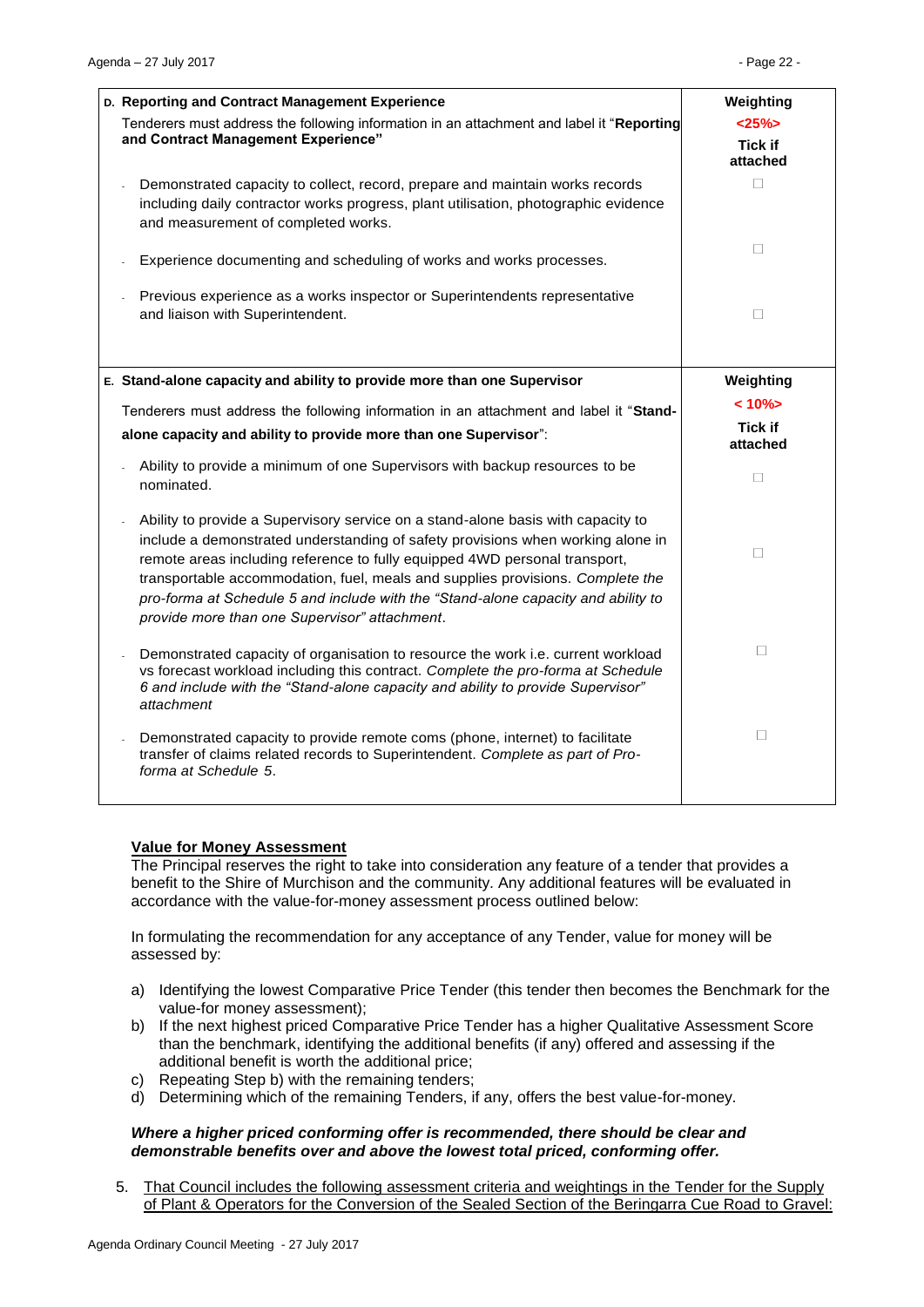| D. Reporting and Contract Management Experience | Weighting |
|---|---|
| Tenderers must address the following information in an attachment and label it "**Reporting and Contract Management Experience"** | **<25%>** **Tick if attached** |
| - Demonstrated capacity to collect, record, prepare and maintain works records including daily contractor works progress, plant utilisation, photographic evidence and measurement of completed works. | ☐ |
| - Experience documenting and scheduling of works and works processes. | ☐ |
| - Previous experience as a works inspector or Superintendents representative and liaison with Superintendent. | ☐ |

| E. Stand-alone capacity and ability to provide more than one Supervisor | Weighting |
|---|---|
| Tenderers must address the following information in an attachment and label it "**Stand-alone capacity and ability to provide more than one Supervisor**": | **< 10%>** **Tick if attached** |
| - Ability to provide a minimum of one Supervisors with backup resources to be nominated. | ☐ |
| - Ability to provide a Supervisory service on a stand-alone basis with capacity to include a demonstrated understanding of safety provisions when working alone in remote areas including reference to fully equipped 4WD personal transport, transportable accommodation, fuel, meals and supplies provisions. *Complete the pro-forma at Schedule 5 and include with the "Stand-alone capacity and ability to provide more than one Supervisor" attachment*. | ☐ |
| - Demonstrated capacity of organisation to resource the work i.e. current workload vs forecast workload including this contract. *Complete the pro-forma at Schedule 6 and include with the "Stand-alone capacity and ability to provide Supervisor" attachment* | ☐ |
| - Demonstrated capacity to provide remote coms (phone, internet) to facilitate transfer of claims related records to Superintendent. *Complete as part of Pro-forma at Schedule 5*. | ☐ |

**Value for Money Assessment**

The Principal reserves the right to take into consideration any feature of a tender that provides a benefit to the Shire of Murchison and the community. Any additional features will be evaluated in accordance with the value-for-money assessment process outlined below:

In formulating the recommendation for any acceptance of any Tender, value for money will be assessed by:

a) Identifying the lowest Comparative Price Tender (this tender then becomes the Benchmark for the value-for money assessment);
b) If the next highest priced Comparative Price Tender has a higher Qualitative Assessment Score than the benchmark, identifying the additional benefits (if any) offered and assessing if the additional benefit is worth the additional price;
c) Repeating Step b) with the remaining tenders;
d) Determining which of the remaining Tenders, if any, offers the best value-for-money.

***Where a higher priced conforming offer is recommended, there should be clear and demonstrable benefits over and above the lowest total priced, conforming offer.***

5. That Council includes the following assessment criteria and weightings in the Tender for the Supply of Plant & Operators for the Conversion of the Sealed Section of the Beringarra Cue Road to Gravel: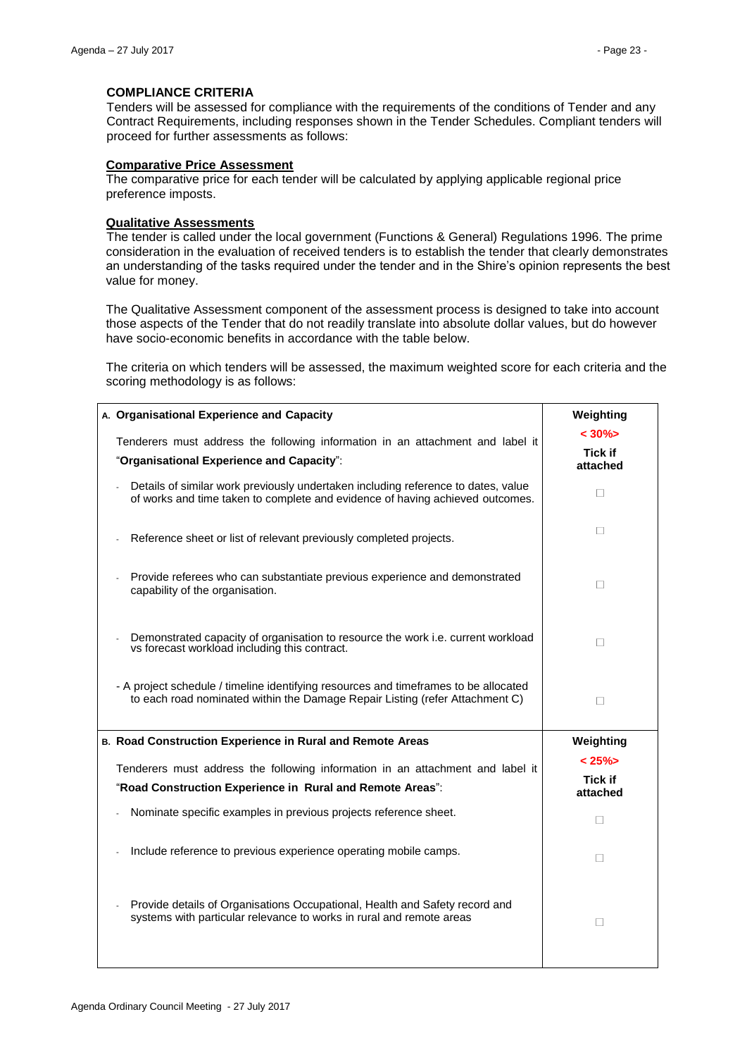### COMPLIANCE CRITERIA

Tenders will be assessed for compliance with the requirements of the conditions of Tender and any Contract Requirements, including responses shown in the Tender Schedules. Compliant tenders will proceed for further assessments as follows:

**Comparative Price Assessment**

The comparative price for each tender will be calculated by applying applicable regional price preference imposts.

**Qualitative Assessments**

The tender is called under the local government (Functions & General) Regulations 1996. The prime consideration in the evaluation of received tenders is to establish the tender that clearly demonstrates an understanding of the tasks required under the tender and in the Shire's opinion represents the best value for money.

The Qualitative Assessment component of the assessment process is designed to take into account those aspects of the Tender that do not readily translate into absolute dollar values, but do however have socio-economic benefits in accordance with the table below.

The criteria on which tenders will be assessed, the maximum weighted score for each criteria and the scoring methodology is as follows:

| **A. Organisational Experience and Capacity** | **Weighting** |
|---|---|
| Tenderers must address the following information in an attachment and label it "**Organisational Experience and Capacity**": | **< 30%>** **Tick if attached** |
| - Details of similar work previously undertaken including reference to dates, value of works and time taken to complete and evidence of having achieved outcomes. | ☐ |
| - Reference sheet or list of relevant previously completed projects. | ☐ |
| - Provide referees who can substantiate previous experience and demonstrated capability of the organisation. | ☐ |
| - Demonstrated capacity of organisation to resource the work i.e. current workload vs forecast workload including this contract. | ☐ |
| - A project schedule / timeline identifying resources and timeframes to be allocated to each road nominated within the Damage Repair Listing (refer Attachment C) | ☐ |
| **B. Road Construction Experience in Rural and Remote Areas** | **Weighting** |
| Tenderers must address the following information in an attachment and label it "**Road Construction Experience in Rural and Remote Areas**": | **< 25%>** **Tick if attached** |
| - Nominate specific examples in previous projects reference sheet. | ☐ |
| - Include reference to previous experience operating mobile camps. | ☐ |
| - Provide details of Organisations Occupational, Health and Safety record and systems with particular relevance to works in rural and remote areas | ☐ |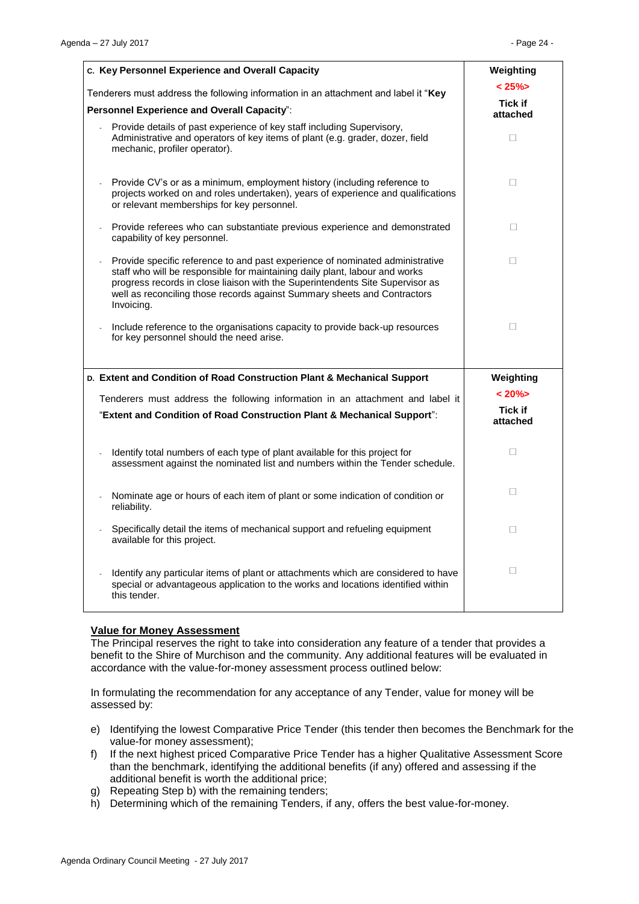| C. Key Personnel Experience and Overall Capacity | Weighting |
|---|---|
| Tenderers must address the following information in an attachment and label it "**Key Personnel Experience and Overall Capacity**": | **< 25%>** **Tick if attached** |
| - Provide details of past experience of key staff including Supervisory, Administrative and operators of key items of plant (e.g. grader, dozer, field mechanic, profiler operator). | ☐ |
| - Provide CV's or as a minimum, employment history (including reference to projects worked on and roles undertaken), years of experience and qualifications or relevant memberships for key personnel. | ☐ |
| - Provide referees who can substantiate previous experience and demonstrated capability of key personnel. | ☐ |
| - Provide specific reference to and past experience of nominated administrative staff who will be responsible for maintaining daily plant, labour and works progress records in close liaison with the Superintendents Site Supervisor as well as reconciling those records against Summary sheets and Contractors Invoicing. | ☐ |
| - Include reference to the organisations capacity to provide back-up resources for key personnel should the need arise. | ☐ |

| D. Extent and Condition of Road Construction Plant & Mechanical Support | Weighting |
|---|---|
| Tenderers must address the following information in an attachment and label it "**Extent and Condition of Road Construction Plant & Mechanical Support**": | **< 20%>** **Tick if attached** |
| - Identify total numbers of each type of plant available for this project for assessment against the nominated list and numbers within the Tender schedule. | ☐ |
| - Nominate age or hours of each item of plant or some indication of condition or reliability. | ☐ |
| - Specifically detail the items of mechanical support and refueling equipment available for this project. | ☐ |
| - Identify any particular items of plant or attachments which are considered to have special or advantageous application to the works and locations identified within this tender. | ☐ |

**Value for Money Assessment**

The Principal reserves the right to take into consideration any feature of a tender that provides a benefit to the Shire of Murchison and the community. Any additional features will be evaluated in accordance with the value-for-money assessment process outlined below:

In formulating the recommendation for any acceptance of any Tender, value for money will be assessed by:

e) Identifying the lowest Comparative Price Tender (this tender then becomes the Benchmark for the value-for money assessment);
f) If the next highest priced Comparative Price Tender has a higher Qualitative Assessment Score than the benchmark, identifying the additional benefits (if any) offered and assessing if the additional benefit is worth the additional price;
g) Repeating Step b) with the remaining tenders;
h) Determining which of the remaining Tenders, if any, offers the best value-for-money.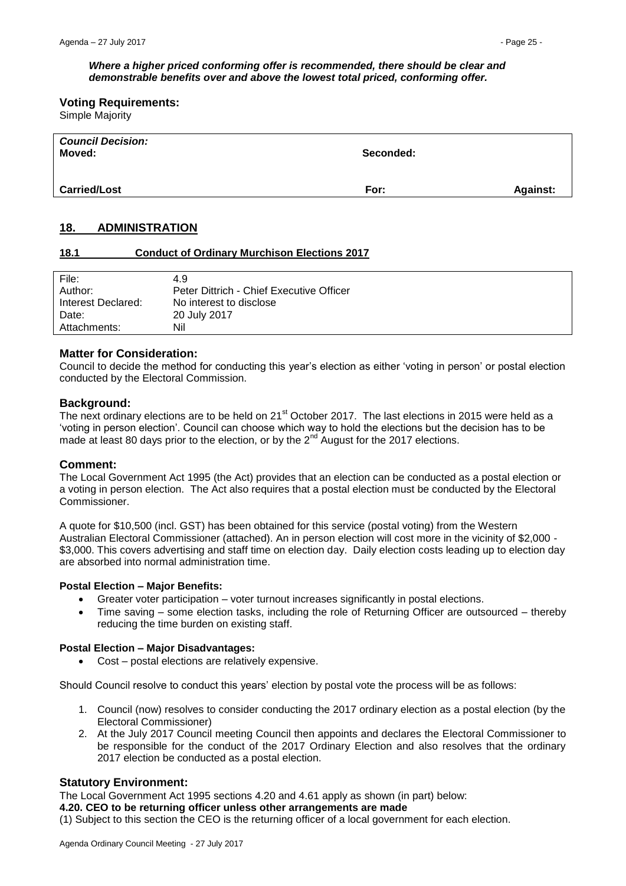***Where a higher priced conforming offer is recommended, there should be clear and demonstrable benefits over and above the lowest total priced, conforming offer.***

**Voting Requirements:**
Simple Majority

| ***Council Decision:*** **Moved:** | **Seconded:** | |
|---|---|---|
| **Carried/Lost** | **For:** | **Against:** |

## 18. ADMINISTRATION

### 18.1 Conduct of Ordinary Murchison Elections 2017

| | |
|---|---|
| File: | 4.9 |
| Author: | Peter Dittrich - Chief Executive Officer |
| Interest Declared: | No interest to disclose |
| Date: | 20 July 2017 |
| Attachments: | Nil |

**Matter for Consideration:**
Council to decide the method for conducting this year's election as either 'voting in person' or postal election conducted by the Electoral Commission.

**Background:**
The next ordinary elections are to be held on 21st October 2017. The last elections in 2015 were held as a 'voting in person election'. Council can choose which way to hold the elections but the decision has to be made at least 80 days prior to the election, or by the 2nd August for the 2017 elections.

**Comment:**
The Local Government Act 1995 (the Act) provides that an election can be conducted as a postal election or a voting in person election. The Act also requires that a postal election must be conducted by the Electoral Commissioner.

A quote for $10,500 (incl. GST) has been obtained for this service (postal voting) from the Western Australian Electoral Commissioner (attached). An in person election will cost more in the vicinity of $2,000 - $3,000. This covers advertising and staff time on election day. Daily election costs leading up to election day are absorbed into normal administration time.

**Postal Election – Major Benefits:**

- Greater voter participation – voter turnout increases significantly in postal elections.
- Time saving – some election tasks, including the role of Returning Officer are outsourced – thereby reducing the time burden on existing staff.

**Postal Election – Major Disadvantages:**

- Cost – postal elections are relatively expensive.

Should Council resolve to conduct this years' election by postal vote the process will be as follows:

1. Council (now) resolves to consider conducting the 2017 ordinary election as a postal election (by the Electoral Commissioner)
2. At the July 2017 Council meeting Council then appoints and declares the Electoral Commissioner to be responsible for the conduct of the 2017 Ordinary Election and also resolves that the ordinary 2017 election be conducted as a postal election.

**Statutory Environment:**
The Local Government Act 1995 sections 4.20 and 4.61 apply as shown (in part) below:
**4.20. CEO to be returning officer unless other arrangements are made**
(1) Subject to this section the CEO is the returning officer of a local government for each election.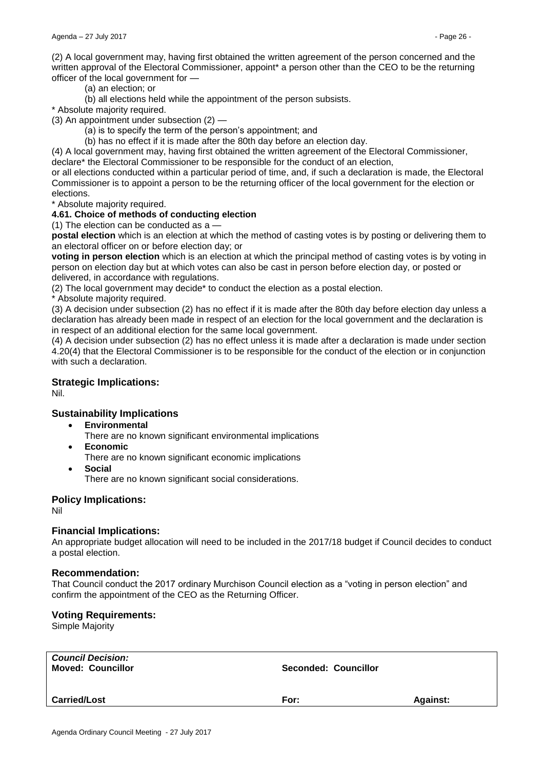(2) A local government may, having first obtained the written agreement of the person concerned and the written approval of the Electoral Commissioner, appoint* a person other than the CEO to be the returning officer of the local government for —

(a) an election; or

(b) all elections held while the appointment of the person subsists.

* Absolute majority required.

(3) An appointment under subsection (2) —

(a) is to specify the term of the person's appointment; and

(b) has no effect if it is made after the 80th day before an election day.

(4) A local government may, having first obtained the written agreement of the Electoral Commissioner, declare* the Electoral Commissioner to be responsible for the conduct of an election, or all elections conducted within a particular period of time, and, if such a declaration is made, the Electoral Commissioner is to appoint a person to be the returning officer of the local government for the election or elections.

* Absolute majority required.

**4.61. Choice of methods of conducting election**

(1) The election can be conducted as a —

**postal election** which is an election at which the method of casting votes is by posting or delivering them to an electoral officer on or before election day; or

**voting in person election** which is an election at which the principal method of casting votes is by voting in person on election day but at which votes can also be cast in person before election day, or posted or delivered, in accordance with regulations.

(2) The local government may decide* to conduct the election as a postal election.

* Absolute majority required.

(3) A decision under subsection (2) has no effect if it is made after the 80th day before election day unless a declaration has already been made in respect of an election for the local government and the declaration is in respect of an additional election for the same local government.

(4) A decision under subsection (2) has no effect unless it is made after a declaration is made under section 4.20(4) that the Electoral Commissioner is to be responsible for the conduct of the election or in conjunction with such a declaration.

## Strategic Implications:

Nil.

## Sustainability Implications

- **Environmental**
  There are no known significant environmental implications
- **Economic**
  There are no known significant economic implications
- **Social**
  There are no known significant social considerations.

## Policy Implications:

Nil

## Financial Implications:

An appropriate budget allocation will need to be included in the 2017/18 budget if Council decides to conduct a postal election.

## Recommendation:

That Council conduct the 2017 ordinary Murchison Council election as a "voting in person election" and confirm the appointment of the CEO as the Returning Officer.

## Voting Requirements:

Simple Majority

| ***Council Decision:*** **Moved: Councillor** | **Seconded: Councillor** | |
|---|---|---|
| **Carried/Lost** | **For:** | **Against:** |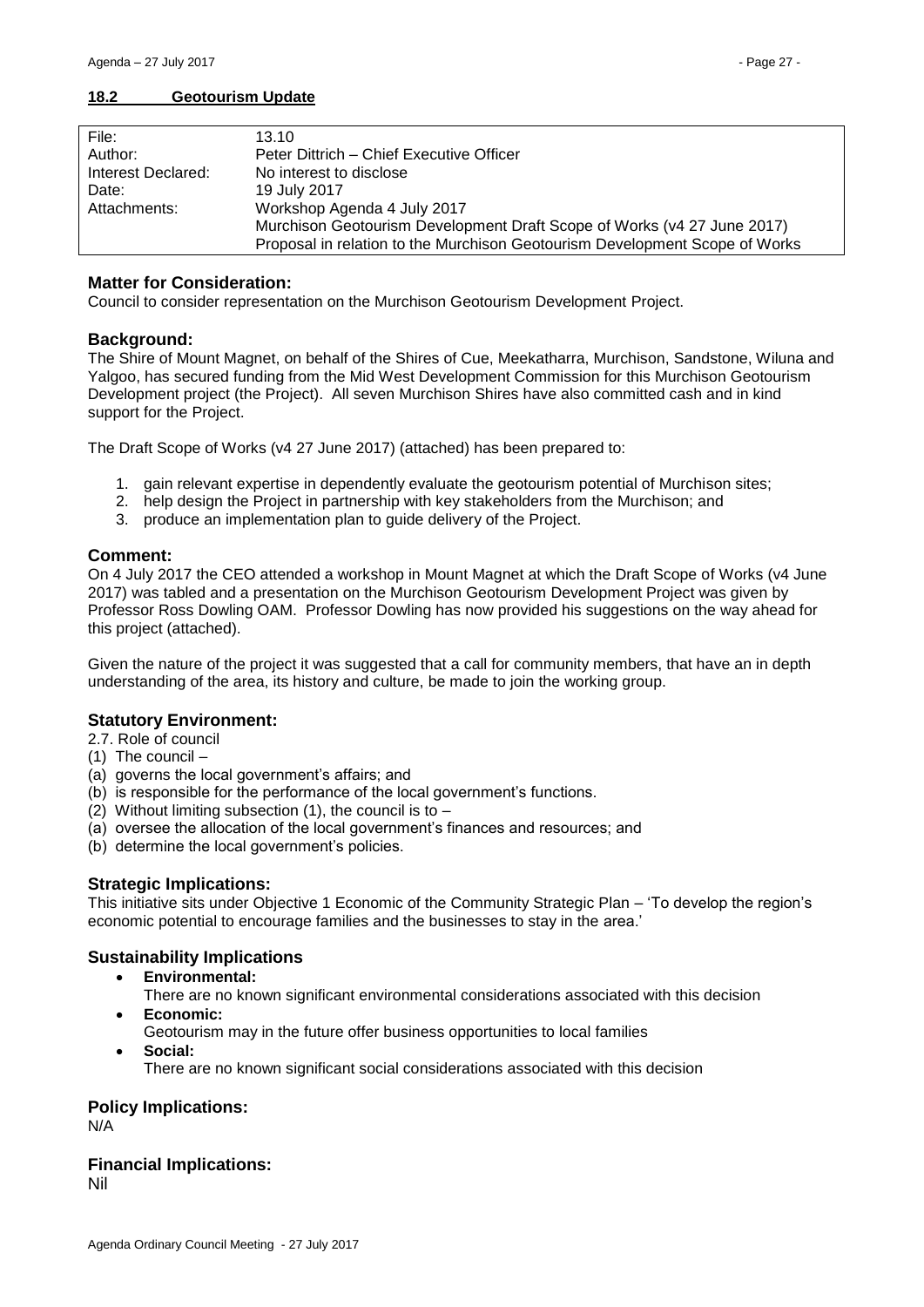## 18.2 Geotourism Update

| | |
|---|---|
| File: | 13.10 |
| Author: | Peter Dittrich – Chief Executive Officer |
| Interest Declared: | No interest to disclose |
| Date: | 19 July 2017 |
| Attachments: | Workshop Agenda 4 July 2017<br>Murchison Geotourism Development Draft Scope of Works (v4 27 June 2017)<br>Proposal in relation to the Murchison Geotourism Development Scope of Works |

### Matter for Consideration:

Council to consider representation on the Murchison Geotourism Development Project.

### Background:

The Shire of Mount Magnet, on behalf of the Shires of Cue, Meekatharra, Murchison, Sandstone, Wiluna and Yalgoo, has secured funding from the Mid West Development Commission for this Murchison Geotourism Development project (the Project). All seven Murchison Shires have also committed cash and in kind support for the Project.

The Draft Scope of Works (v4 27 June 2017) (attached) has been prepared to:

1. gain relevant expertise in dependently evaluate the geotourism potential of Murchison sites;
2. help design the Project in partnership with key stakeholders from the Murchison; and
3. produce an implementation plan to guide delivery of the Project.

### Comment:

On 4 July 2017 the CEO attended a workshop in Mount Magnet at which the Draft Scope of Works (v4 June 2017) was tabled and a presentation on the Murchison Geotourism Development Project was given by Professor Ross Dowling OAM. Professor Dowling has now provided his suggestions on the way ahead for this project (attached).

Given the nature of the project it was suggested that a call for community members, that have an in depth understanding of the area, its history and culture, be made to join the working group.

### Statutory Environment:

2.7. Role of council
(1) The council –
(a) governs the local government's affairs; and
(b) is responsible for the performance of the local government's functions.
(2) Without limiting subsection (1), the council is to –
(a) oversee the allocation of the local government's finances and resources; and
(b) determine the local government's policies.

### Strategic Implications:

This initiative sits under Objective 1 Economic of the Community Strategic Plan – 'To develop the region's economic potential to encourage families and the businesses to stay in the area.'

### Sustainability Implications

- **Environmental:**
  There are no known significant environmental considerations associated with this decision
- **Economic:**
  Geotourism may in the future offer business opportunities to local families
- **Social:**
  There are no known significant social considerations associated with this decision

### Policy Implications:

N/A

### Financial Implications:

Nil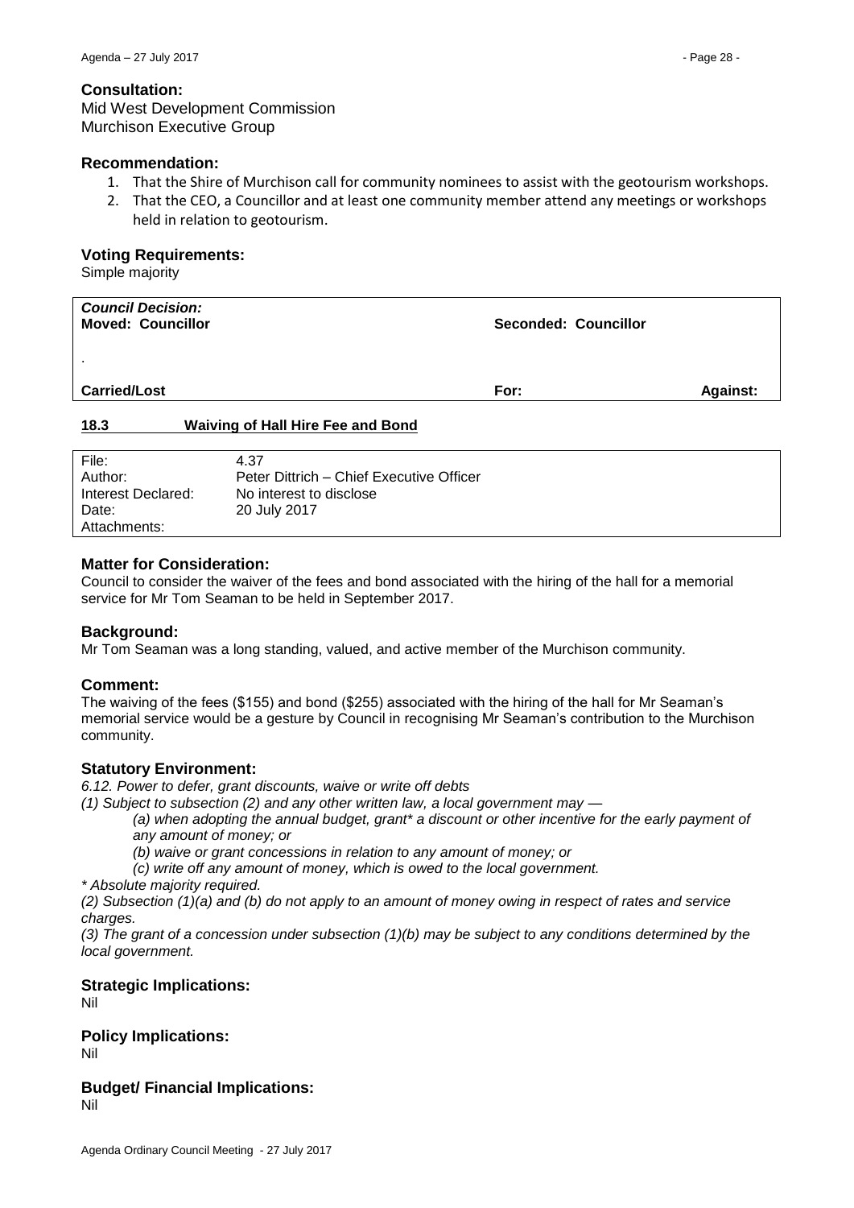### Consultation:

Mid West Development Commission
Murchison Executive Group

### Recommendation:

1. That the Shire of Murchison call for community nominees to assist with the geotourism workshops.
2. That the CEO, a Councillor and at least one community member attend any meetings or workshops held in relation to geotourism.

### Voting Requirements:

Simple majority

| ***Council Decision:*** **Moved: Councillor** | **Seconded: Councillor** | |
|---|---|---|
| . | | |
| **Carried/Lost** | **For:** | **Against:** |

## 18.3 Waiving of Hall Hire Fee and Bond

| | |
|---|---|
| File: | 4.37 |
| Author: | Peter Dittrich – Chief Executive Officer |
| Interest Declared: | No interest to disclose |
| Date: | 20 July 2017 |
| Attachments: | |

### Matter for Consideration:

Council to consider the waiver of the fees and bond associated with the hiring of the hall for a memorial service for Mr Tom Seaman to be held in September 2017.

### Background:

Mr Tom Seaman was a long standing, valued, and active member of the Murchison community.

### Comment:

The waiving of the fees ($155) and bond ($255) associated with the hiring of the hall for Mr Seaman's memorial service would be a gesture by Council in recognising Mr Seaman's contribution to the Murchison community.

### Statutory Environment:

*6.12. Power to defer, grant discounts, waive or write off debts*

*(1) Subject to subsection (2) and any other written law, a local government may —*

*(a) when adopting the annual budget, grant* a discount or other incentive for the early payment of any amount of money; or*

*(b) waive or grant concessions in relation to any amount of money; or*

*(c) write off any amount of money, which is owed to the local government.*

*\* Absolute majority required.*

*(2) Subsection (1)(a) and (b) do not apply to an amount of money owing in respect of rates and service charges.*

*(3) The grant of a concession under subsection (1)(b) may be subject to any conditions determined by the local government.*

### Strategic Implications:

Nil

### Policy Implications:

Nil

### Budget/ Financial Implications:

Nil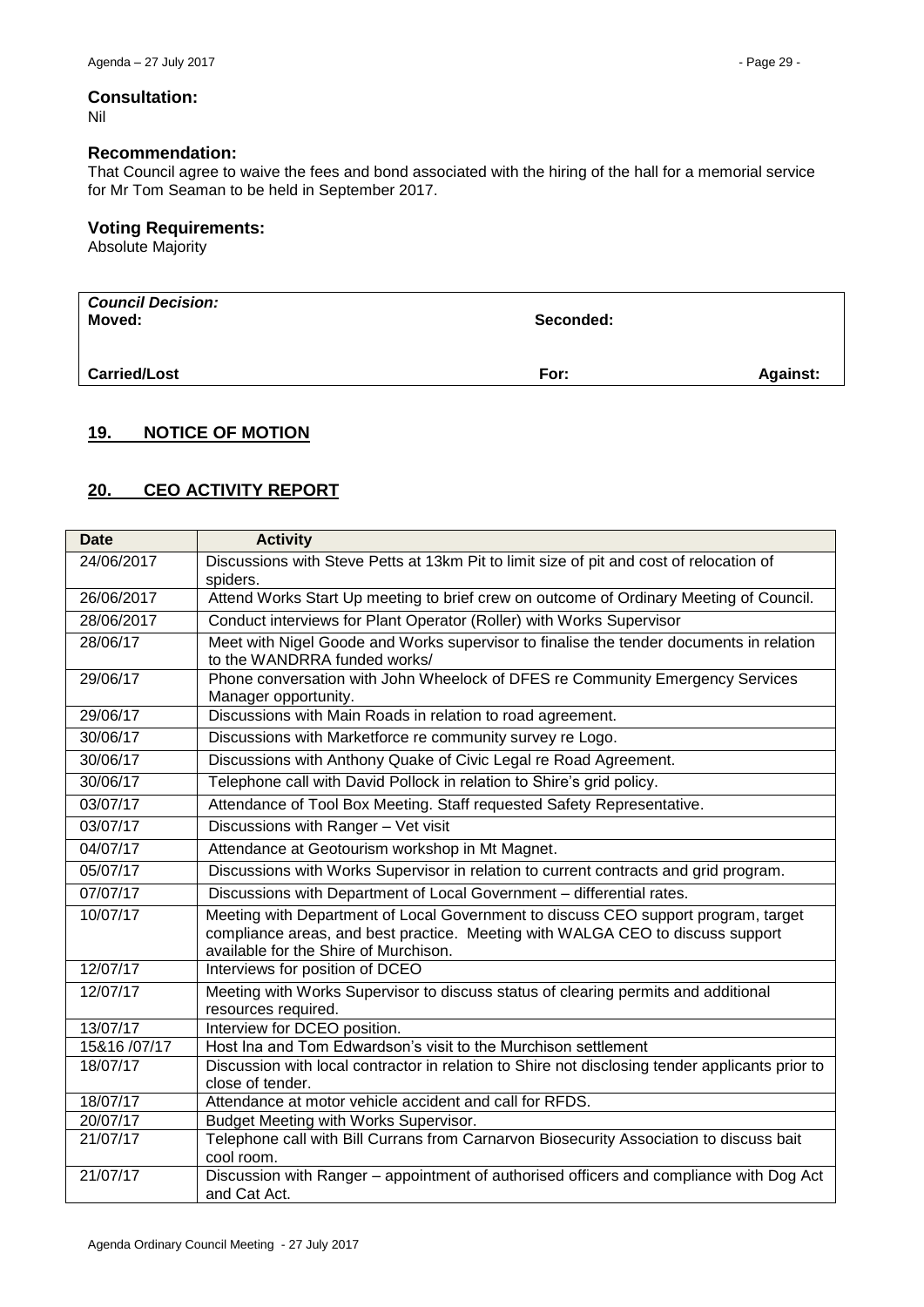## Consultation:

Nil

## Recommendation:

That Council agree to waive the fees and bond associated with the hiring of the hall for a memorial service for Mr Tom Seaman to be held in September 2017.

## Voting Requirements:

Absolute Majority

| *Council Decision:* | | |
|---|---|---|
| **Moved:** | **Seconded:** | |
| **Carried/Lost** | **For:** | **Against:** |

## 19. NOTICE OF MOTION

## 20. CEO ACTIVITY REPORT

| Date | Activity |
|---|---|
| 24/06/2017 | Discussions with Steve Petts at 13km Pit to limit size of pit and cost of relocation of spiders. |
| 26/06/2017 | Attend Works Start Up meeting to brief crew on outcome of Ordinary Meeting of Council. |
| 28/06/2017 | Conduct interviews for Plant Operator (Roller) with Works Supervisor |
| 28/06/17 | Meet with Nigel Goode and Works supervisor to finalise the tender documents in relation to the WANDRRA funded works/ |
| 29/06/17 | Phone conversation with John Wheelock of DFES re Community Emergency Services Manager opportunity. |
| 29/06/17 | Discussions with Main Roads in relation to road agreement. |
| 30/06/17 | Discussions with Marketforce re community survey re Logo. |
| 30/06/17 | Discussions with Anthony Quake of Civic Legal re Road Agreement. |
| 30/06/17 | Telephone call with David Pollock in relation to Shire's grid policy. |
| 03/07/17 | Attendance of Tool Box Meeting. Staff requested Safety Representative. |
| 03/07/17 | Discussions with Ranger – Vet visit |
| 04/07/17 | Attendance at Geotourism workshop in Mt Magnet. |
| 05/07/17 | Discussions with Works Supervisor in relation to current contracts and grid program. |
| 07/07/17 | Discussions with Department of Local Government – differential rates. |
| 10/07/17 | Meeting with Department of Local Government to discuss CEO support program, target compliance areas, and best practice. Meeting with WALGA CEO to discuss support available for the Shire of Murchison. |
| 12/07/17 | Interviews for position of DCEO |
| 12/07/17 | Meeting with Works Supervisor to discuss status of clearing permits and additional resources required. |
| 13/07/17 | Interview for DCEO position. |
| 15&16 /07/17 | Host Ina and Tom Edwardson's visit to the Murchison settlement |
| 18/07/17 | Discussion with local contractor in relation to Shire not disclosing tender applicants prior to close of tender. |
| 18/07/17 | Attendance at motor vehicle accident and call for RFDS. |
| 20/07/17 | Budget Meeting with Works Supervisor. |
| 21/07/17 | Telephone call with Bill Currans from Carnarvon Biosecurity Association to discuss bait cool room. |
| 21/07/17 | Discussion with Ranger – appointment of authorised officers and compliance with Dog Act and Cat Act. |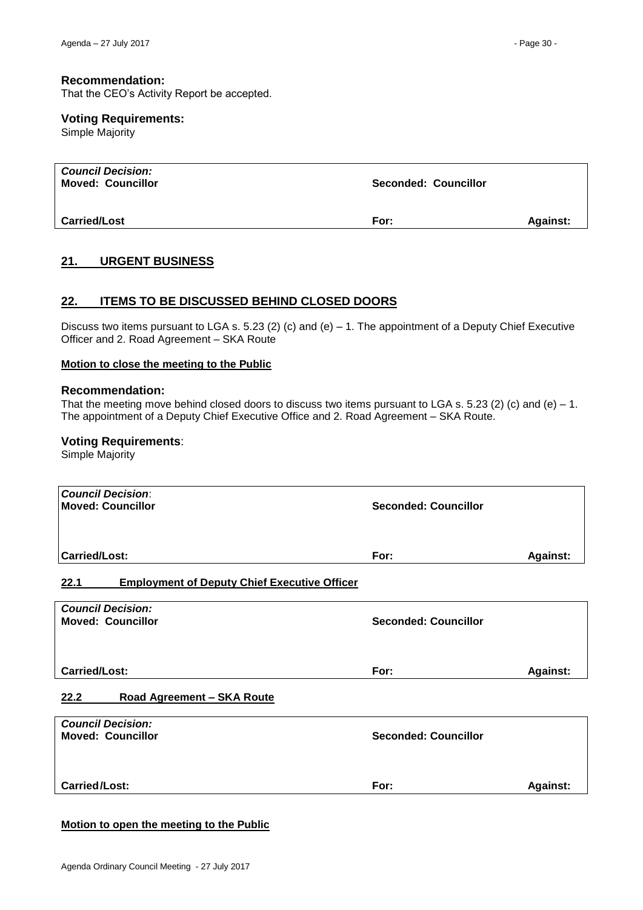### Recommendation:
That the CEO's Activity Report be accepted.

### Voting Requirements:
Simple Majority

| *Council Decision:* **Moved: Councillor** | **Seconded: Councillor** | |
|---|---|---|
| **Carried/Lost** | **For:** | **Against:** |

## 21. URGENT BUSINESS

## 22. ITEMS TO BE DISCUSSED BEHIND CLOSED DOORS

Discuss two items pursuant to LGA s. 5.23 (2) (c) and (e) – 1. The appointment of a Deputy Chief Executive Officer and 2. Road Agreement – SKA Route

**Motion to close the meeting to the Public**

### Recommendation:
That the meeting move behind closed doors to discuss two items pursuant to LGA s. 5.23 (2) (c) and (e) – 1. The appointment of a Deputy Chief Executive Office and 2. Road Agreement – SKA Route.

### Voting Requirements:
Simple Majority

| *Council Decision*: **Moved: Councillor** | **Seconded: Councillor** | |
|---|---|---|
| **Carried/Lost:** | **For:** | **Against:** |

### 22.1 Employment of Deputy Chief Executive Officer

| *Council Decision:* **Moved: Councillor** | **Seconded: Councillor** | |
|---|---|---|
| **Carried/Lost:** | **For:** | **Against:** |

### 22.2 Road Agreement – SKA Route

| *Council Decision:* **Moved: Councillor** | **Seconded: Councillor** | |
|---|---|---|
| **Carried/Lost:** | **For:** | **Against:** |

**Motion to open the meeting to the Public**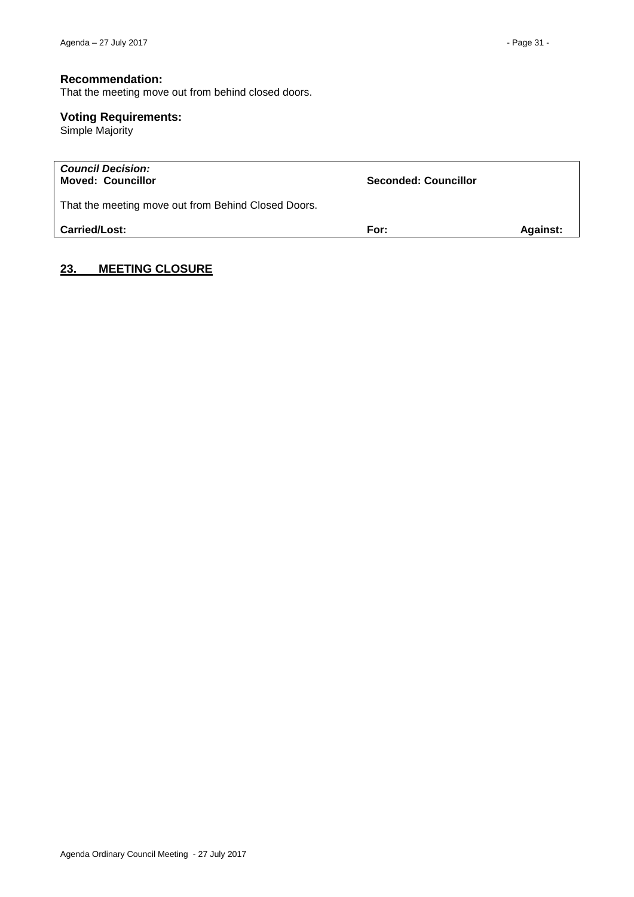**Recommendation:**

That the meeting move out from behind closed doors.

**Voting Requirements:**

Simple Majority

| | | |
|---|---|---|
| ***Council Decision:*** **Moved: Councillor** | **Seconded: Councillor** | |
| That the meeting move out from Behind Closed Doors. | | |
| **Carried/Lost:** | **For:** | **Against:** |

## 23. MEETING CLOSURE